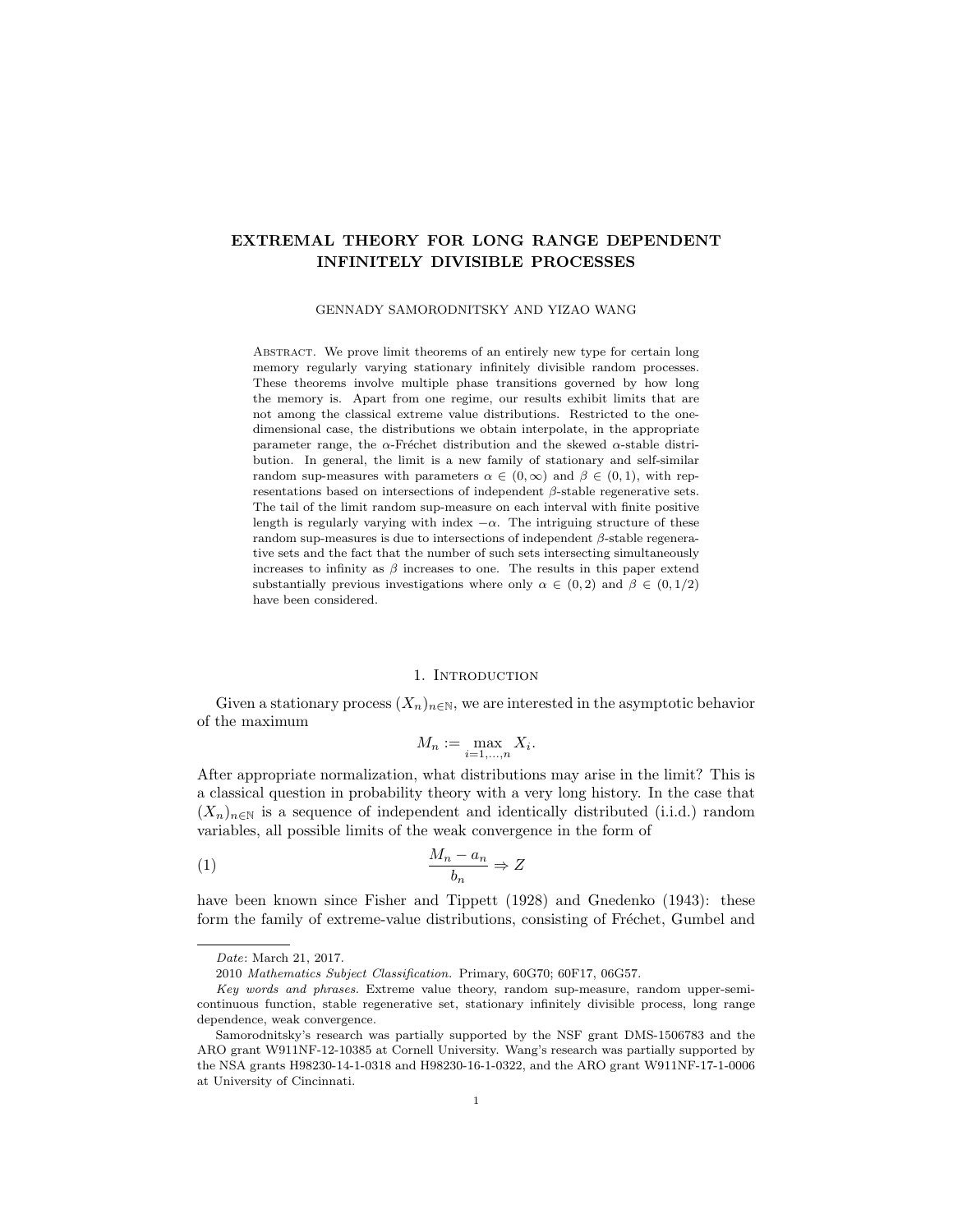# EXTREMAL THEORY FOR LONG RANGE DEPENDENT INFINITELY DIVISIBLE PROCESSES

GENNADY SAMORODNITSKY AND YIZAO WANG

Abstract. We prove limit theorems of an entirely new type for certain long memory regularly varying stationary infinitely divisible random processes. These theorems involve multiple phase transitions governed by how long the memory is. Apart from one regime, our results exhibit limits that are not among the classical extreme value distributions. Restricted to the one-dimensional case, the distributions we obtain interpolate, in the appropriate parameter range, the $\alpha$-Fréchet distribution and the skewed $\alpha$-stable distribution. In general, the limit is a new family of stationary and self-similar random sup-measures with parameters $\alpha \in (0, \infty)$ and $\beta \in (0, 1)$, with representations based on intersections of independent $\beta$-stable regenerative sets. The tail of the limit random sup-measure on each interval with finite positive length is regularly varying with index $-\alpha$. The intriguing structure of these random sup-measures is due to intersections of independent $\beta$-stable regenerative sets and the fact that the number of such sets intersecting simultaneously increases to infinity as $\beta$ increases to one. The results in this paper extend substantially previous investigations where only $\alpha \in (0, 2)$ and $\beta \in (0, 1/2)$ have been considered.

## 1. Introduction

Given a stationary process $(X_n)_{n\in\mathbb{N}}$, we are interested in the asymptotic behavior of the maximum

$$M_n := \max_{i=1,\ldots,n} X_i.$$

After appropriate normalization, what distributions may arise in the limit? This is a classical question in probability theory with a very long history. In the case that $(X_n)_{n\in\mathbb{N}}$ is a sequence of independent and identically distributed (i.i.d.) random variables, all possible limits of the weak convergence in the form of

$$\frac{M_n - a_n}{b_n} \Rightarrow Z \tag{1}$$

have been known since Fisher and Tippett (1928) and Gnedenko (1943): these form the family of extreme-value distributions, consisting of Fréchet, Gumbel and

---

*Date*: March 21, 2017.

2010 *Mathematics Subject Classification.* Primary, 60G70; 60F17, 06G57.

*Key words and phrases.* Extreme value theory, random sup-measure, random upper-semi-continuous function, stable regenerative set, stationary infinitely divisible process, long range dependence, weak convergence.

Samorodnitsky's research was partially supported by the NSF grant DMS-1506783 and the ARO grant W911NF-12-10385 at Cornell University. Wang's research was partially supported by the NSA grants H98230-14-1-0318 and H98230-16-1-0322, and the ARO grant W911NF-17-1-0006 at University of Cincinnati.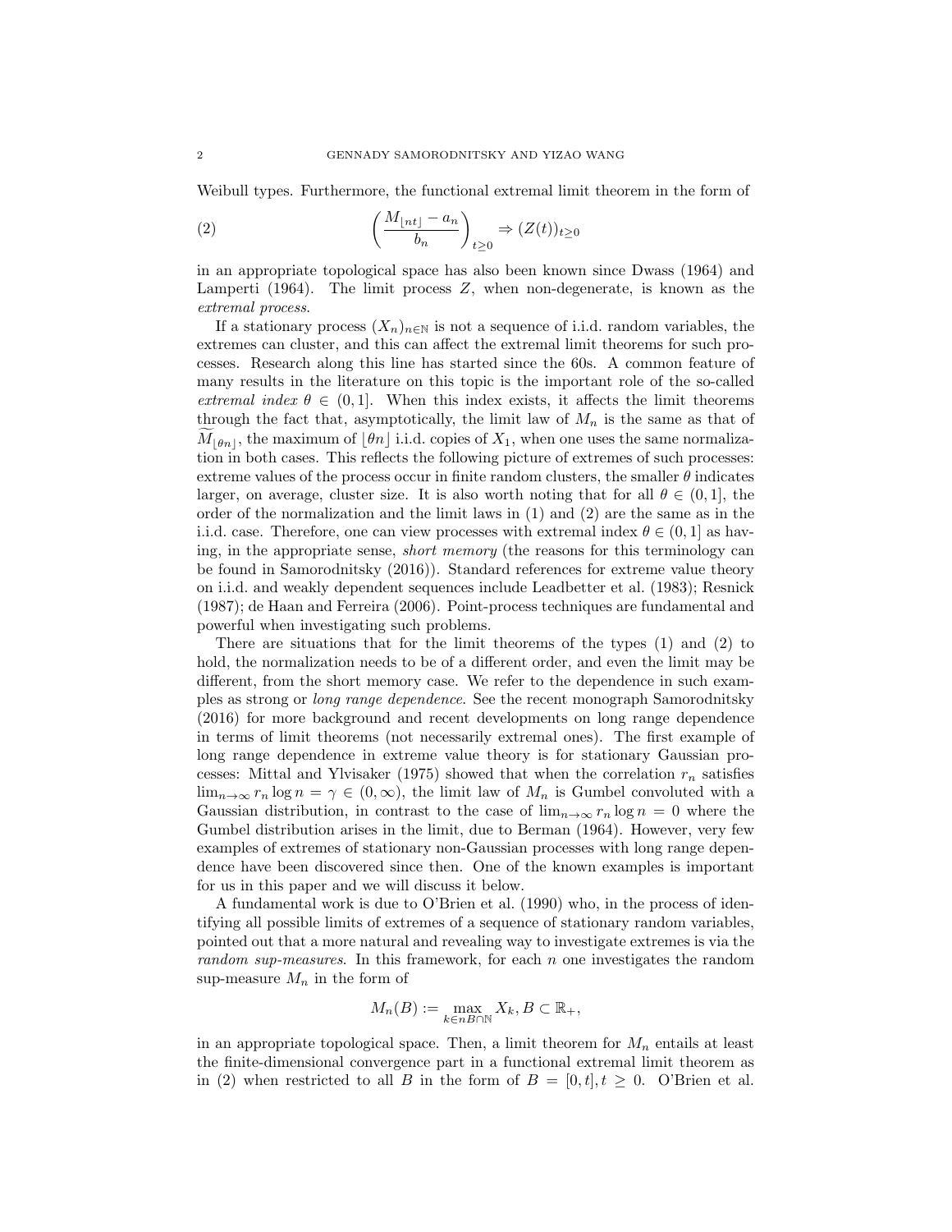Weibull types. Furthermore, the functional extremal limit theorem in the form of

$$\left(\frac{M_{\lfloor nt \rfloor} - a_n}{b_n}\right)_{t\geq 0} \Rightarrow (Z(t))_{t\geq 0} \tag{2}$$

in an appropriate topological space has also been known since Dwass (1964) and Lamperti (1964). The limit process $Z$, when non-degenerate, is known as the *extremal process*.

If a stationary process $(X_n)_{n\in\mathbb{N}}$ is not a sequence of i.i.d. random variables, the extremes can cluster, and this can affect the extremal limit theorems for such processes. Research along this line has started since the 60s. A common feature of many results in the literature on this topic is the important role of the so-called *extremal index* $\theta \in (0,1]$. When this index exists, it affects the limit theorems through the fact that, asymptotically, the limit law of $M_n$ is the same as that of $\widetilde{M}_{\lfloor \theta n \rfloor}$, the maximum of $\lfloor \theta n \rfloor$ i.i.d. copies of $X_1$, when one uses the same normalization in both cases. This reflects the following picture of extremes of such processes: extreme values of the process occur in finite random clusters, the smaller $\theta$ indicates larger, on average, cluster size. It is also worth noting that for all $\theta \in (0,1]$, the order of the normalization and the limit laws in (1) and (2) are the same as in the i.i.d. case. Therefore, one can view processes with extremal index $\theta \in (0,1]$ as having, in the appropriate sense, *short memory* (the reasons for this terminology can be found in Samorodnitsky (2016)). Standard references for extreme value theory on i.i.d. and weakly dependent sequences include Leadbetter et al. (1983); Resnick (1987); de Haan and Ferreira (2006). Point-process techniques are fundamental and powerful when investigating such problems.

There are situations that for the limit theorems of the types (1) and (2) to hold, the normalization needs to be of a different order, and even the limit may be different, from the short memory case. We refer to the dependence in such examples as strong or *long range dependence*. See the recent monograph Samorodnitsky (2016) for more background and recent developments on long range dependence in terms of limit theorems (not necessarily extremal ones). The first example of long range dependence in extreme value theory is for stationary Gaussian processes: Mittal and Ylvisaker (1975) showed that when the correlation $r_n$ satisfies $\lim_{n\to\infty} r_n \log n = \gamma \in (0,\infty)$, the limit law of $M_n$ is Gumbel convoluted with a Gaussian distribution, in contrast to the case of $\lim_{n\to\infty} r_n \log n = 0$ where the Gumbel distribution arises in the limit, due to Berman (1964). However, very few examples of extremes of stationary non-Gaussian processes with long range dependence have been discovered since then. One of the known examples is important for us in this paper and we will discuss it below.

A fundamental work is due to O'Brien et al. (1990) who, in the process of identifying all possible limits of extremes of a sequence of stationary random variables, pointed out that a more natural and revealing way to investigate extremes is via the *random sup-measures*. In this framework, for each $n$ one investigates the random sup-measure $M_n$ in the form of

$$M_n(B) := \max_{k\in nB\cap\mathbb{N}} X_k, B \subset \mathbb{R}_+,$$

in an appropriate topological space. Then, a limit theorem for $M_n$ entails at least the finite-dimensional convergence part in a functional extremal limit theorem as in (2) when restricted to all $B$ in the form of $B = [0,t], t \geq 0$. O'Brien et al.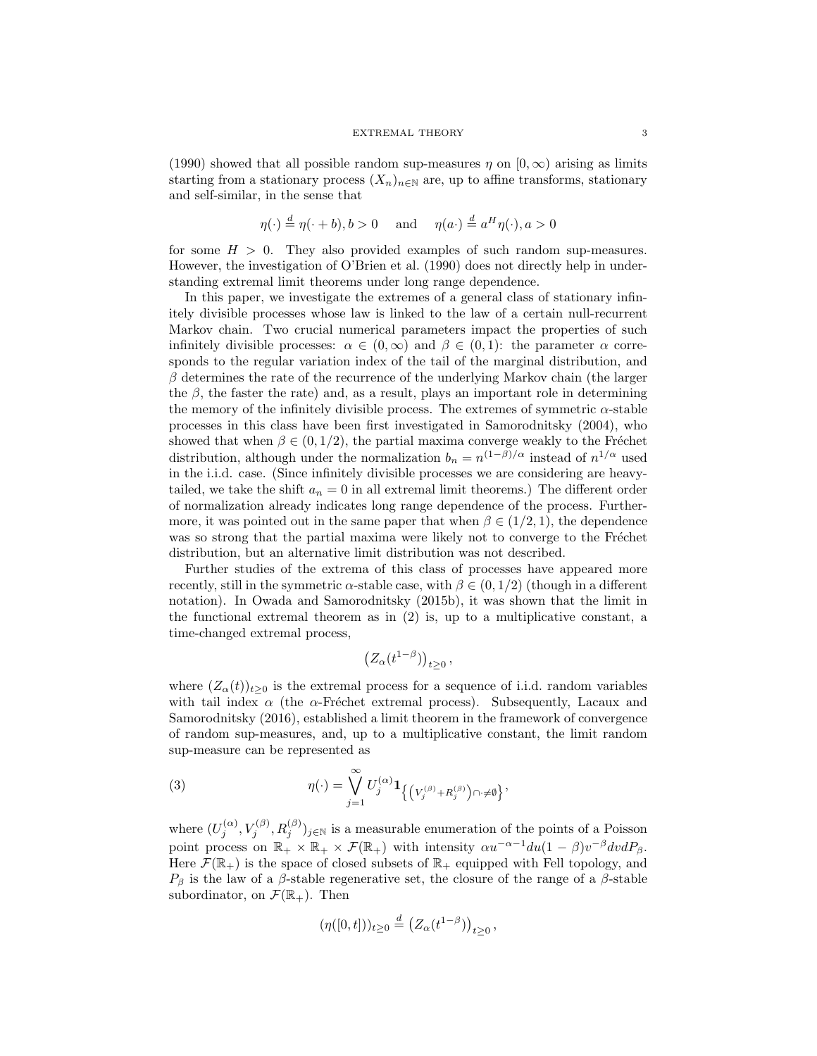(1990) showed that all possible random sup-measures $\eta$ on $[0,\infty)$ arising as limits starting from a stationary process $(X_n)_{n\in\mathbb{N}}$ are, up to affine transforms, stationary and self-similar, in the sense that

$$\eta(\cdot) \stackrel{d}{=} \eta(\cdot + b), b > 0 \quad \text{and} \quad \eta(a\cdot) \stackrel{d}{=} a^H \eta(\cdot), a > 0$$

for some $H > 0$. They also provided examples of such random sup-measures. However, the investigation of O'Brien et al. (1990) does not directly help in understanding extremal limit theorems under long range dependence.

In this paper, we investigate the extremes of a general class of stationary infinitely divisible processes whose law is linked to the law of a certain null-recurrent Markov chain. Two crucial numerical parameters impact the properties of such infinitely divisible processes: $\alpha \in (0,\infty)$ and $\beta \in (0,1)$: the parameter $\alpha$ corresponds to the regular variation index of the tail of the marginal distribution, and $\beta$ determines the rate of the recurrence of the underlying Markov chain (the larger the $\beta$, the faster the rate) and, as a result, plays an important role in determining the memory of the infinitely divisible process. The extremes of symmetric $\alpha$-stable processes in this class have been first investigated in Samorodnitsky (2004), who showed that when $\beta \in (0,1/2)$, the partial maxima converge weakly to the Fréchet distribution, although under the normalization $b_n = n^{(1-\beta)/\alpha}$ instead of $n^{1/\alpha}$ used in the i.i.d. case. (Since infinitely divisible processes we are considering are heavy-tailed, we take the shift $a_n = 0$ in all extremal limit theorems.) The different order of normalization already indicates long range dependence of the process. Furthermore, it was pointed out in the same paper that when $\beta \in (1/2,1)$, the dependence was so strong that the partial maxima were likely not to converge to the Fréchet distribution, but an alternative limit distribution was not described.

Further studies of the extrema of this class of processes have appeared more recently, still in the symmetric $\alpha$-stable case, with $\beta \in (0,1/2)$ (though in a different notation). In Owada and Samorodnitsky (2015b), it was shown that the limit in the functional extremal theorem as in (2) is, up to a multiplicative constant, a time-changed extremal process,

$$\left(Z_\alpha(t^{1-\beta})\right)_{t\geq 0},$$

where $(Z_\alpha(t))_{t\geq 0}$ is the extremal process for a sequence of i.i.d. random variables with tail index $\alpha$ (the $\alpha$-Fréchet extremal process). Subsequently, Lacaux and Samorodnitsky (2016), established a limit theorem in the framework of convergence of random sup-measures, and, up to a multiplicative constant, the limit random sup-measure can be represented as

$$\eta(\cdot) = \bigvee_{j=1}^{\infty} U_j^{(\alpha)} \mathbf{1}_{\left\{\left(V_j^{(\beta)} + R_j^{(\beta)}\right)\cap\cdot\neq\emptyset\right\}}, \tag{3}$$

where $(U_j^{(\alpha)}, V_j^{(\beta)}, R_j^{(\beta)})_{j\in\mathbb{N}}$ is a measurable enumeration of the points of a Poisson point process on $\mathbb{R}_+ \times \mathbb{R}_+ \times \mathcal{F}(\mathbb{R}_+)$ with intensity $\alpha u^{-\alpha-1}du(1-\beta)v^{-\beta}dvdP_\beta$. Here $\mathcal{F}(\mathbb{R}_+)$ is the space of closed subsets of $\mathbb{R}_+$ equipped with Fell topology, and $P_\beta$ is the law of a $\beta$-stable regenerative set, the closure of the range of a $\beta$-stable subordinator, on $\mathcal{F}(\mathbb{R}_+)$. Then

$$(\eta([0,t]))_{t\geq 0} \stackrel{d}{=} \left(Z_\alpha(t^{1-\beta})\right)_{t\geq 0},$$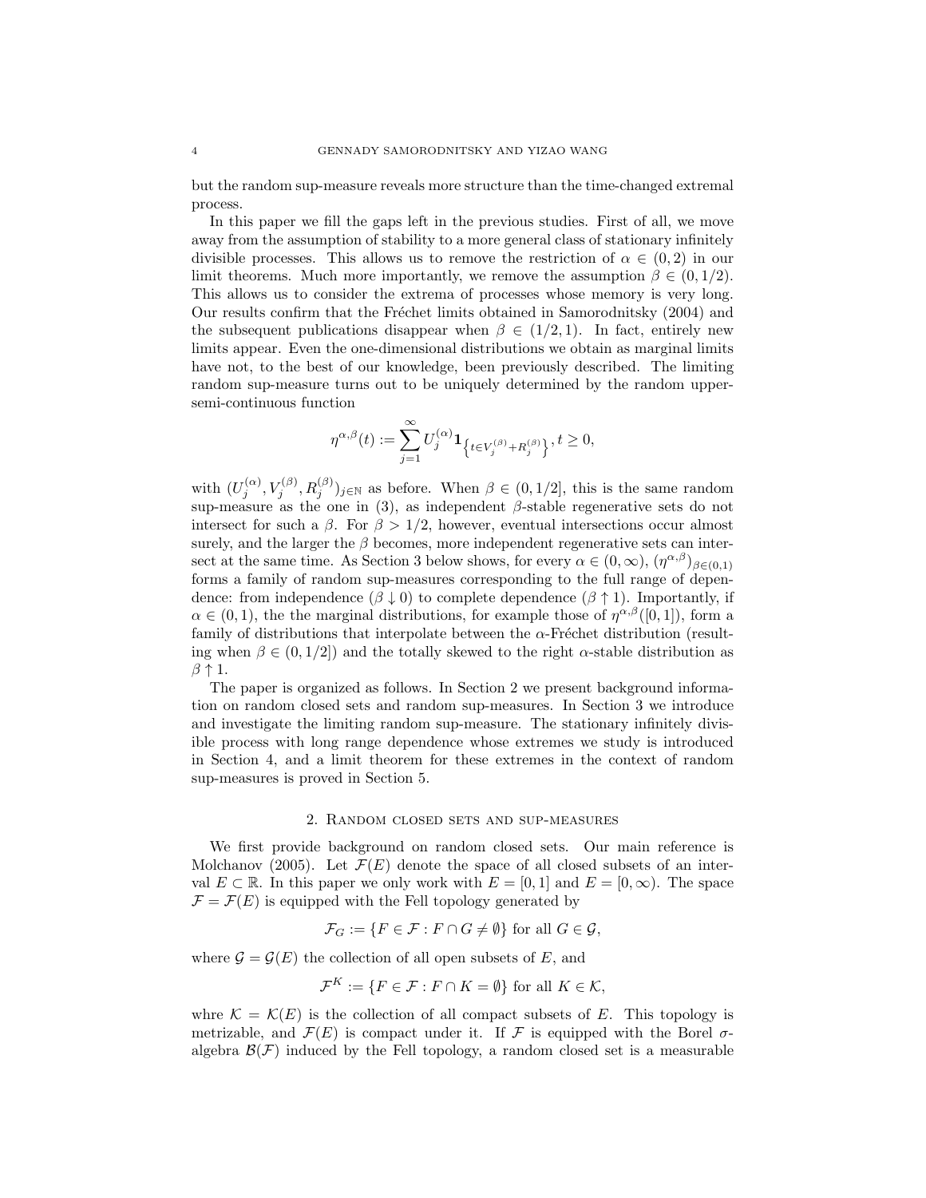but the random sup-measure reveals more structure than the time-changed extremal process.

In this paper we fill the gaps left in the previous studies. First of all, we move away from the assumption of stability to a more general class of stationary infinitely divisible processes. This allows us to remove the restriction of $\alpha \in (0,2)$ in our limit theorems. Much more importantly, we remove the assumption $\beta \in (0,1/2)$. This allows us to consider the extrema of processes whose memory is very long. Our results confirm that the Fréchet limits obtained in Samorodnitsky (2004) and the subsequent publications disappear when $\beta \in (1/2,1)$. In fact, entirely new limits appear. Even the one-dimensional distributions we obtain as marginal limits have not, to the best of our knowledge, been previously described. The limiting random sup-measure turns out to be uniquely determined by the random upper-semi-continuous function

$$\eta^{\alpha,\beta}(t) := \sum_{j=1}^{\infty} U_j^{(\alpha)} \mathbf{1}_{\left\{t \in V_j^{(\beta)} + R_j^{(\beta)}\right\}}, \, t \geq 0,$$

with $(U_j^{(\alpha)}, V_j^{(\beta)}, R_j^{(\beta)})_{j\in\mathbb{N}}$ as before. When $\beta \in (0,1/2]$, this is the same random sup-measure as the one in (3), as independent $\beta$-stable regenerative sets do not intersect for such a $\beta$. For $\beta > 1/2$, however, eventual intersections occur almost surely, and the larger the $\beta$ becomes, more independent regenerative sets can intersect at the same time. As Section 3 below shows, for every $\alpha \in (0,\infty)$, $(\eta^{\alpha,\beta})_{\beta\in(0,1)}$ forms a family of random sup-measures corresponding to the full range of dependence: from independence ($\beta \downarrow 0$) to complete dependence ($\beta \uparrow 1$). Importantly, if $\alpha \in (0,1)$, the the marginal distributions, for example those of $\eta^{\alpha,\beta}([0,1])$, form a family of distributions that interpolate between the $\alpha$-Fréchet distribution (resulting when $\beta \in (0,1/2]$) and the totally skewed to the right $\alpha$-stable distribution as $\beta \uparrow 1$.

The paper is organized as follows. In Section 2 we present background information on random closed sets and random sup-measures. In Section 3 we introduce and investigate the limiting random sup-measure. The stationary infinitely divisible process with long range dependence whose extremes we study is introduced in Section 4, and a limit theorem for these extremes in the context of random sup-measures is proved in Section 5.

## 2. Random closed sets and sup-measures

We first provide background on random closed sets. Our main reference is Molchanov (2005). Let $\mathcal{F}(E)$ denote the space of all closed subsets of an interval $E \subset \mathbb{R}$. In this paper we only work with $E = [0,1]$ and $E = [0,\infty)$. The space $\mathcal{F} = \mathcal{F}(E)$ is equipped with the Fell topology generated by

$$\mathcal{F}_G := \{F \in \mathcal{F} : F \cap G \neq \emptyset\} \text{ for all } G \in \mathcal{G},$$

where $\mathcal{G} = \mathcal{G}(E)$ the collection of all open subsets of $E$, and

$$\mathcal{F}^K := \{F \in \mathcal{F} : F \cap K = \emptyset\} \text{ for all } K \in \mathcal{K},$$

whre $\mathcal{K} = \mathcal{K}(E)$ is the collection of all compact subsets of $E$. This topology is metrizable, and $\mathcal{F}(E)$ is compact under it. If $\mathcal{F}$ is equipped with the Borel $\sigma$-algebra $\mathcal{B}(\mathcal{F})$ induced by the Fell topology, a random closed set is a measurable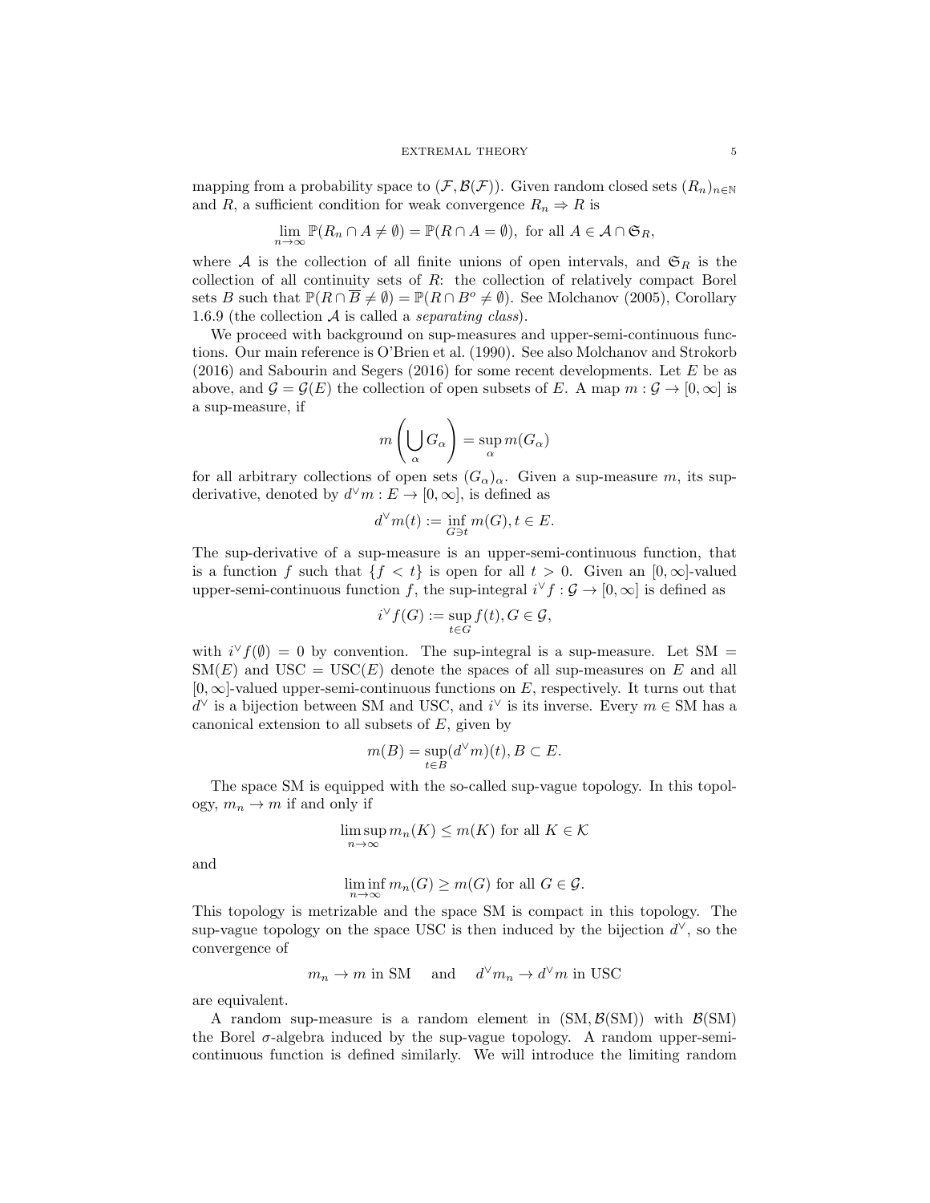mapping from a probability space to $(\mathcal{F}, \mathcal{B}(\mathcal{F}))$. Given random closed sets $(R_n)_{n\in\mathbb{N}}$ and $R$, a sufficient condition for weak convergence $R_n \Rightarrow R$ is

$$\lim_{n\to\infty} \mathbb{P}(R_n \cap A \neq \emptyset) = \mathbb{P}(R \cap A = \emptyset), \text{ for all } A \in \mathcal{A} \cap \mathfrak{S}_R,$$

where $\mathcal{A}$ is the collection of all finite unions of open intervals, and $\mathfrak{S}_R$ is the collection of all continuity sets of $R$: the collection of relatively compact Borel sets $B$ such that $\mathbb{P}(R \cap \overline{B} \neq \emptyset) = \mathbb{P}(R \cap B^o \neq \emptyset)$. See Molchanov (2005), Corollary 1.6.9 (the collection $\mathcal{A}$ is called a *separating class*).

We proceed with background on sup-measures and upper-semi-continuous functions. Our main reference is O'Brien et al. (1990). See also Molchanov and Strokorb (2016) and Sabourin and Segers (2016) for some recent developments. Let $E$ be as above, and $\mathcal{G} = \mathcal{G}(E)$ the collection of open subsets of $E$. A map $m : \mathcal{G} \to [0, \infty]$ is a sup-measure, if

$$m\left(\bigcup_\alpha G_\alpha\right) = \sup_\alpha m(G_\alpha)$$

for all arbitrary collections of open sets $(G_\alpha)_\alpha$. Given a sup-measure $m$, its sup-derivative, denoted by $d^\vee m : E \to [0, \infty]$, is defined as

$$d^\vee m(t) := \inf_{G \ni t} m(G), t \in E.$$

The sup-derivative of a sup-measure is an upper-semi-continuous function, that is a function $f$ such that $\{f < t\}$ is open for all $t > 0$. Given an $[0, \infty]$-valued upper-semi-continuous function $f$, the sup-integral $i^\vee f : \mathcal{G} \to [0, \infty]$ is defined as

$$i^\vee f(G) := \sup_{t \in G} f(t), G \in \mathcal{G},$$

with $i^\vee f(\emptyset) = 0$ by convention. The sup-integral is a sup-measure. Let $\mathrm{SM} = \mathrm{SM}(E)$ and $\mathrm{USC} = \mathrm{USC}(E)$ denote the spaces of all sup-measures on $E$ and all $[0, \infty]$-valued upper-semi-continuous functions on $E$, respectively. It turns out that $d^\vee$ is a bijection between SM and USC, and $i^\vee$ is its inverse. Every $m \in \mathrm{SM}$ has a canonical extension to all subsets of $E$, given by

$$m(B) = \sup_{t \in B} (d^\vee m)(t), B \subset E.$$

The space SM is equipped with the so-called sup-vague topology. In this topology, $m_n \to m$ if and only if

$$\limsup_{n\to\infty} m_n(K) \leq m(K) \text{ for all } K \in \mathcal{K}$$

and

$$\liminf_{n\to\infty} m_n(G) \geq m(G) \text{ for all } G \in \mathcal{G}.$$

This topology is metrizable and the space SM is compact in this topology. The sup-vague topology on the space USC is then induced by the bijection $d^\vee$, so the convergence of

$$m_n \to m \text{ in SM} \quad \text{ and } \quad d^\vee m_n \to d^\vee m \text{ in USC}$$

are equivalent.

A random sup-measure is a random element in $(\mathrm{SM}, \mathcal{B}(\mathrm{SM}))$ with $\mathcal{B}(\mathrm{SM})$ the Borel $\sigma$-algebra induced by the sup-vague topology. A random upper-semi-continuous function is defined similarly. We will introduce the limiting random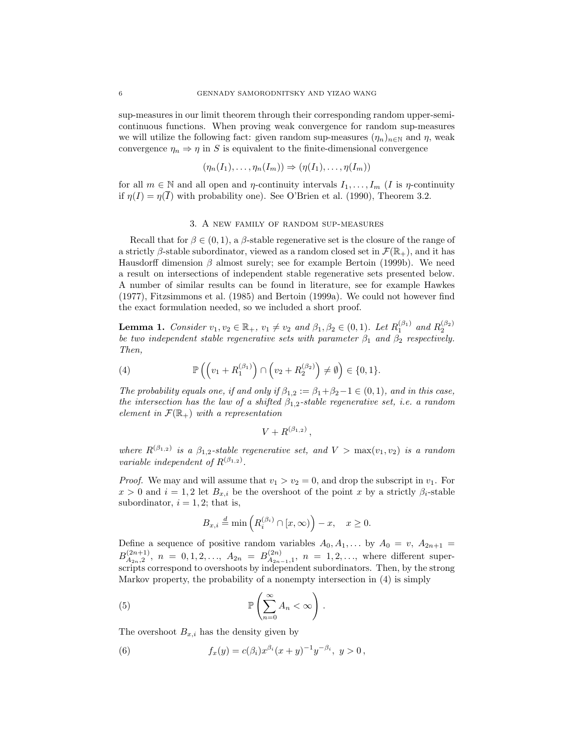sup-measures in our limit theorem through their corresponding random upper-semi-continuous functions. When proving weak convergence for random sup-measures we will utilize the following fact: given random sup-measures $(\eta_n)_{n\in\mathbb{N}}$ and $\eta$, weak convergence $\eta_n \Rightarrow \eta$ in $S$ is equivalent to the finite-dimensional convergence

$$(\eta_n(I_1), \ldots, \eta_n(I_m)) \Rightarrow (\eta(I_1), \ldots, \eta(I_m))$$

for all $m \in \mathbb{N}$ and all open and $\eta$-continuity intervals $I_1, \ldots, I_m$ ($I$ is $\eta$-continuity if $\eta(I) = \eta(\overline{I})$ with probability one). See O'Brien et al. (1990), Theorem 3.2.

## 3. A new family of random sup-measures

Recall that for $\beta \in (0,1)$, a $\beta$-stable regenerative set is the closure of the range of a strictly $\beta$-stable subordinator, viewed as a random closed set in $\mathcal{F}(\mathbb{R}_+)$, and it has Hausdorff dimension $\beta$ almost surely; see for example Bertoin (1999b). We need a result on intersections of independent stable regenerative sets presented below. A number of similar results can be found in literature, see for example Hawkes (1977), Fitzsimmons et al. (1985) and Bertoin (1999a). We could not however find the exact formulation needed, so we included a short proof.

**Lemma 1.** *Consider $v_1, v_2 \in \mathbb{R}_+$, $v_1 \neq v_2$ and $\beta_1, \beta_2 \in (0,1)$. Let $R_1^{(\beta_1)}$ and $R_2^{(\beta_2)}$ be two independent stable regenerative sets with parameter $\beta_1$ and $\beta_2$ respectively. Then,*

$$\mathbb{P}\left(\left(v_1 + R_1^{(\beta_1)}\right) \cap \left(v_2 + R_2^{(\beta_2)}\right) \neq \emptyset\right) \in \{0,1\}. \tag{4}$$

*The probability equals one, if and only if $\beta_{1,2} := \beta_1 + \beta_2 - 1 \in (0,1)$, and in this case, the intersection has the law of a shifted $\beta_{1,2}$-stable regenerative set, i.e. a random element in $\mathcal{F}(\mathbb{R}_+)$ with a representation*

$$V + R^{(\beta_{1,2})},$$

*where $R^{(\beta_{1,2})}$ is a $\beta_{1,2}$-stable regenerative set, and $V > \max(v_1, v_2)$ is a random variable independent of $R^{(\beta_{1,2})}$.*

*Proof.* We may and will assume that $v_1 > v_2 = 0$, and drop the subscript in $v_1$. For $x > 0$ and $i = 1,2$ let $B_{x,i}$ be the overshoot of the point $x$ by a strictly $\beta_i$-stable subordinator, $i = 1,2$; that is,

$$B_{x,i} \stackrel{d}{=} \min\left(R_i^{(\beta_i)} \cap [x, \infty)\right) - x, \quad x \geq 0.$$

Define a sequence of positive random variables $A_0, A_1, \ldots$ by $A_0 = v$, $A_{2n+1} = B^{(2n+1)}_{A_{2n},2}$, $n = 0,1,2,\ldots$, $A_{2n} = B^{(2n)}_{A_{2n-1},1}$, $n = 1,2,\ldots$, where different superscripts correspond to overshoots by independent subordinators. Then, by the strong Markov property, the probability of a nonempty intersection in (4) is simply

$$\mathbb{P}\left(\sum_{n=0}^{\infty} A_n < \infty\right). \tag{5}$$

The overshoot $B_{x,i}$ has the density given by

$$f_x(y) = c(\beta_i) x^{\beta_i} (x+y)^{-1} y^{-\beta_i}, \ y > 0, \tag{6}$$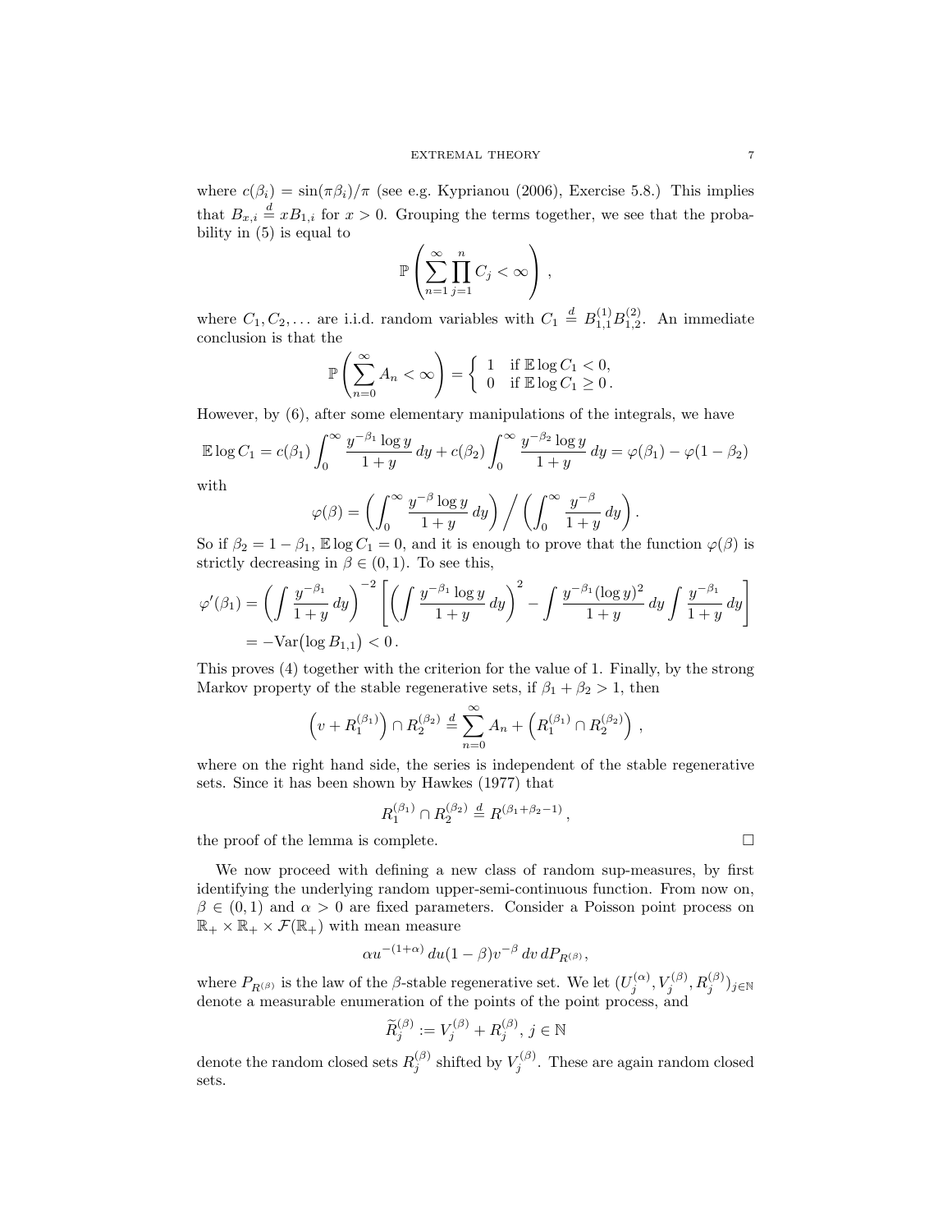where $c(\beta_i) = \sin(\pi\beta_i)/\pi$ (see e.g. Kyprianou (2006), Exercise 5.8.) This implies that $B_{x,i} \stackrel{d}{=} xB_{1,i}$ for $x > 0$. Grouping the terms together, we see that the probability in (5) is equal to

$$\mathbb{P}\left(\sum_{n=1}^{\infty}\prod_{j=1}^{n} C_j < \infty\right),$$

where $C_1, C_2, \ldots$ are i.i.d. random variables with $C_1 \stackrel{d}{=} B_{1,1}^{(1)}B_{1,2}^{(2)}$. An immediate conclusion is that the

$$\mathbb{P}\left(\sum_{n=0}^{\infty} A_n < \infty\right) = \begin{cases} 1 & \text{if } \mathbb{E}\log C_1 < 0, \\ 0 & \text{if } \mathbb{E}\log C_1 \geq 0 \,. \end{cases}$$

However, by (6), after some elementary manipulations of the integrals, we have

$$\mathbb{E}\log C_1 = c(\beta_1)\int_0^{\infty}\frac{y^{-\beta_1}\log y}{1+y}\,dy + c(\beta_2)\int_0^{\infty}\frac{y^{-\beta_2}\log y}{1+y}\,dy = \varphi(\beta_1) - \varphi(1-\beta_2)$$

with

$$\varphi(\beta) = \left(\int_0^{\infty}\frac{y^{-\beta}\log y}{1+y}\,dy\right)\Bigg/\left(\int_0^{\infty}\frac{y^{-\beta}}{1+y}\,dy\right).$$

So if $\beta_2 = 1-\beta_1$, $\mathbb{E}\log C_1 = 0$, and it is enough to prove that the function $\varphi(\beta)$ is strictly decreasing in $\beta \in (0,1)$. To see this,

$$\begin{aligned}
\varphi'(\beta_1) &= \left(\int\frac{y^{-\beta_1}}{1+y}\,dy\right)^{-2}\left[\left(\int\frac{y^{-\beta_1}\log y}{1+y}\,dy\right)^2 - \int\frac{y^{-\beta_1}(\log y)^2}{1+y}\,dy\int\frac{y^{-\beta_1}}{1+y}\,dy\right] \\
&= -\mathrm{Var}\big(\log B_{1,1}\big) < 0\,.
\end{aligned}$$

This proves (4) together with the criterion for the value of 1. Finally, by the strong Markov property of the stable regenerative sets, if $\beta_1 + \beta_2 > 1$, then

$$\left(v + R_1^{(\beta_1)}\right)\cap R_2^{(\beta_2)} \stackrel{d}{=} \sum_{n=0}^{\infty} A_n + \left(R_1^{(\beta_1)}\cap R_2^{(\beta_2)}\right),$$

where on the right hand side, the series is independent of the stable regenerative sets. Since it has been shown by Hawkes (1977) that

$$R_1^{(\beta_1)}\cap R_2^{(\beta_2)} \stackrel{d}{=} R^{(\beta_1+\beta_2-1)},$$

the proof of the lemma is complete. □

We now proceed with defining a new class of random sup-measures, by first identifying the underlying random upper-semi-continuous function. From now on, $\beta \in (0,1)$ and $\alpha > 0$ are fixed parameters. Consider a Poisson point process on $\mathbb{R}_+ \times \mathbb{R}_+ \times \mathcal{F}(\mathbb{R}_+)$ with mean measure

$$\alpha u^{-(1+\alpha)}\,du(1-\beta)v^{-\beta}\,dv\,dP_{R^{(\beta)}},$$

where $P_{R^{(\beta)}}$ is the law of the $\beta$-stable regenerative set. We let $(U_j^{(\alpha)}, V_j^{(\beta)}, R_j^{(\beta)})_{j\in\mathbb{N}}$ denote a measurable enumeration of the points of the point process, and

$$\widetilde{R}_j^{(\beta)} := V_j^{(\beta)} + R_j^{(\beta)},\ j \in \mathbb{N}$$

denote the random closed sets $R_j^{(\beta)}$ shifted by $V_j^{(\beta)}$. These are again random closed sets.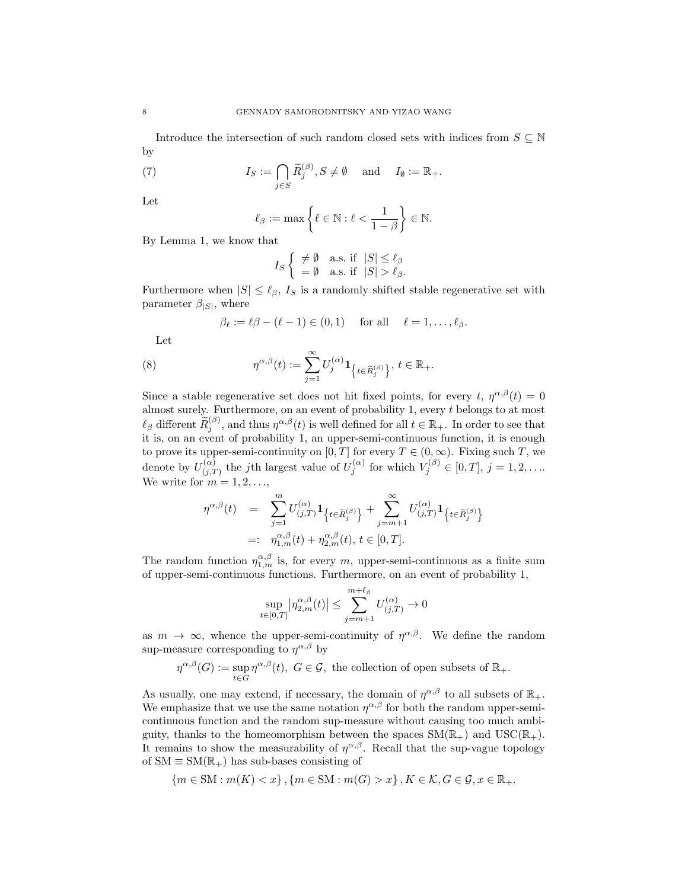Introduce the intersection of such random closed sets with indices from $S \subseteq \mathbb{N}$ by

$$I_S := \bigcap_{j \in S} \widetilde{R}_j^{(\beta)}, S \neq \emptyset \quad \text{and} \quad I_\emptyset := \mathbb{R}_+. \tag{7}$$

Let

$$\ell_\beta := \max\left\{\ell \in \mathbb{N} : \ell < \frac{1}{1-\beta}\right\} \in \mathbb{N}.$$

By Lemma 1, we know that

$$I_S \left\{ \begin{array}{ll} \neq \emptyset & \text{a.s. if } |S| \leq \ell_\beta \\ = \emptyset & \text{a.s. if } |S| > \ell_\beta. \end{array} \right.$$

Furthermore when $|S| \leq \ell_\beta$, $I_S$ is a randomly shifted stable regenerative set with parameter $\beta_{|S|}$, where

$$\beta_\ell := \ell\beta - (\ell - 1) \in (0,1) \quad \text{for all} \quad \ell = 1, \ldots, \ell_\beta.$$

Let

$$\eta^{\alpha,\beta}(t) := \sum_{j=1}^\infty U_j^{(\alpha)} \mathbf{1}_{\left\{t \in \widetilde{R}_j^{(\beta)}\right\}}, \; t \in \mathbb{R}_+. \tag{8}$$

Since a stable regenerative set does not hit fixed points, for every $t$, $\eta^{\alpha,\beta}(t) = 0$ almost surely. Furthermore, on an event of probability 1, every $t$ belongs to at most $\ell_\beta$ different $\widetilde{R}_j^{(\beta)}$, and thus $\eta^{\alpha,\beta}(t)$ is well defined for all $t \in \mathbb{R}_+$. In order to see that it is, on an event of probability 1, an upper-semi-continuous function, it is enough to prove its upper-semi-continuity on $[0,T]$ for every $T \in (0,\infty)$. Fixing such $T$, we denote by $U_{(j,T)}^{(\alpha)}$ the $j$th largest value of $U_j^{(\alpha)}$ for which $V_j^{(\beta)} \in [0,T]$, $j = 1, 2, \ldots$. We write for $m = 1, 2, \ldots$,

$$\begin{aligned} \eta^{\alpha,\beta}(t) &= \sum_{j=1}^m U_{(j,T)}^{(\alpha)} \mathbf{1}_{\left\{t \in \widetilde{R}_j^{(\beta)}\right\}} + \sum_{j=m+1}^\infty U_{(j,T)}^{(\alpha)} \mathbf{1}_{\left\{t \in \widetilde{R}_j^{(\beta)}\right\}} \\ &=: \eta_{1,m}^{\alpha,\beta}(t) + \eta_{2,m}^{\alpha,\beta}(t), \; t \in [0,T]. \end{aligned}$$

The random function $\eta_{1,m}^{\alpha,\beta}$ is, for every $m$, upper-semi-continuous as a finite sum of upper-semi-continuous functions. Furthermore, on an event of probability 1,

$$\sup_{t \in [0,T]} \left|\eta_{2,m}^{\alpha,\beta}(t)\right| \leq \sum_{j=m+1}^{m+\ell_\beta} U_{(j,T)}^{(\alpha)} \to 0$$

as $m \to \infty$, whence the upper-semi-continuity of $\eta^{\alpha,\beta}$. We define the random sup-measure corresponding to $\eta^{\alpha,\beta}$ by

$$\eta^{\alpha,\beta}(G) := \sup_{t \in G} \eta^{\alpha,\beta}(t), \; G \in \mathcal{G}, \text{ the collection of open subsets of } \mathbb{R}_+.$$

As usually, one may extend, if necessary, the domain of $\eta^{\alpha,\beta}$ to all subsets of $\mathbb{R}_+$. We emphasize that we use the same notation $\eta^{\alpha,\beta}$ for both the random upper-semi-continuous function and the random sup-measure without causing too much ambiguity, thanks to the homeomorphism between the spaces $\mathrm{SM}(\mathbb{R}_+)$ and $\mathrm{USC}(\mathbb{R}_+)$. It remains to show the measurability of $\eta^{\alpha,\beta}$. Recall that the sup-vague topology of $\mathrm{SM} \equiv \mathrm{SM}(\mathbb{R}_+)$ has sub-bases consisting of

$$\{m \in \mathrm{SM} : m(K) < x\}, \{m \in \mathrm{SM} : m(G) > x\}, K \in \mathcal{K}, G \in \mathcal{G}, x \in \mathbb{R}_+.$$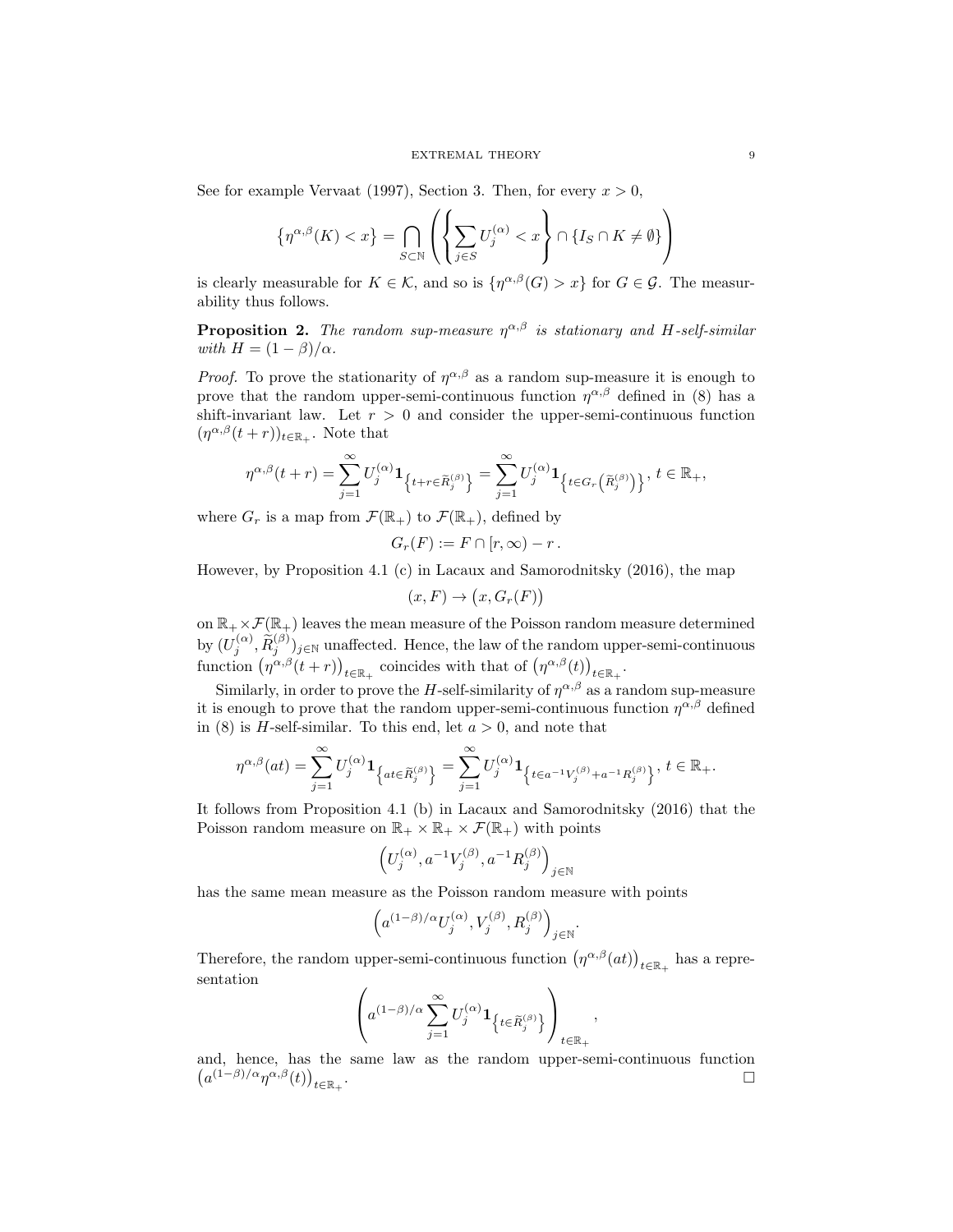See for example Vervaat (1997), Section 3. Then, for every $x > 0$,

$$\left\{\eta^{\alpha,\beta}(K) < x\right\} = \bigcap_{S \subset \mathbb{N}} \left( \left\{ \sum_{j \in S} U_j^{(\alpha)} < x \right\} \cap \{ I_S \cap K \neq \emptyset \} \right)$$

is clearly measurable for $K \in \mathcal{K}$, and so is $\{\eta^{\alpha,\beta}(G) > x\}$ for $G \in \mathcal{G}$. The measurability thus follows.

**Proposition 2.** *The random sup-measure $\eta^{\alpha,\beta}$ is stationary and $H$-self-similar with $H = (1-\beta)/\alpha$.*

*Proof.* To prove the stationarity of $\eta^{\alpha,\beta}$ as a random sup-measure it is enough to prove that the random upper-semi-continuous function $\eta^{\alpha,\beta}$ defined in (8) has a shift-invariant law. Let $r > 0$ and consider the upper-semi-continuous function $(\eta^{\alpha,\beta}(t+r))_{t \in \mathbb{R}_+}$. Note that

$$\eta^{\alpha,\beta}(t+r) = \sum_{j=1}^{\infty} U_j^{(\alpha)} \mathbf{1}_{\left\{t + r \in \widetilde{R}_j^{(\beta)}\right\}} = \sum_{j=1}^{\infty} U_j^{(\alpha)} \mathbf{1}_{\left\{t \in G_r\left(\widetilde{R}_j^{(\beta)}\right)\right\}}, \; t \in \mathbb{R}_+,$$

where $G_r$ is a map from $\mathcal{F}(\mathbb{R}_+)$ to $\mathcal{F}(\mathbb{R}_+)$, defined by

$$G_r(F) := F \cap [r, \infty) - r\,.$$

However, by Proposition 4.1 (c) in Lacaux and Samorodnitsky (2016), the map

$$(x, F) \to \big(x, G_r(F)\big)$$

on $\mathbb{R}_+ \times \mathcal{F}(\mathbb{R}_+)$ leaves the mean measure of the Poisson random measure determined by $(U_j^{(\alpha)}, \widetilde{R}_j^{(\beta)})_{j \in \mathbb{N}}$ unaffected. Hence, the law of the random upper-semi-continuous function $\big(\eta^{\alpha,\beta}(t+r)\big)_{t \in \mathbb{R}_+}$ coincides with that of $\big(\eta^{\alpha,\beta}(t)\big)_{t \in \mathbb{R}_+}$.

Similarly, in order to prove the $H$-self-similarity of $\eta^{\alpha,\beta}$ as a random sup-measure it is enough to prove that the random upper-semi-continuous function $\eta^{\alpha,\beta}$ defined in (8) is $H$-self-similar. To this end, let $a > 0$, and note that

$$\eta^{\alpha,\beta}(at) = \sum_{j=1}^{\infty} U_j^{(\alpha)} \mathbf{1}_{\left\{at \in \widetilde{R}_j^{(\beta)}\right\}} = \sum_{j=1}^{\infty} U_j^{(\alpha)} \mathbf{1}_{\left\{t \in a^{-1} V_j^{(\beta)} + a^{-1} R_j^{(\beta)}\right\}}, \; t \in \mathbb{R}_+.$$

It follows from Proposition 4.1 (b) in Lacaux and Samorodnitsky (2016) that the Poisson random measure on $\mathbb{R}_+ \times \mathbb{R}_+ \times \mathcal{F}(\mathbb{R}_+)$ with points

$$\left(U_j^{(\alpha)}, a^{-1} V_j^{(\beta)}, a^{-1} R_j^{(\beta)}\right)_{j \in \mathbb{N}}$$

has the same mean measure as the Poisson random measure with points

$$\left(a^{(1-\beta)/\alpha} U_j^{(\alpha)}, V_j^{(\beta)}, R_j^{(\beta)}\right)_{j \in \mathbb{N}}.$$

Therefore, the random upper-semi-continuous function $\big(\eta^{\alpha,\beta}(at)\big)_{t \in \mathbb{R}_+}$ has a representation

$$\left( a^{(1-\beta)/\alpha} \sum_{j=1}^{\infty} U_j^{(\alpha)} \mathbf{1}_{\left\{t \in \widetilde{R}_j^{(\beta)}\right\}} \right)_{t \in \mathbb{R}_+},$$

and, hence, has the same law as the random upper-semi-continuous function $\big(a^{(1-\beta)/\alpha} \eta^{\alpha,\beta}(t)\big)_{t \in \mathbb{R}_+}$. $\square$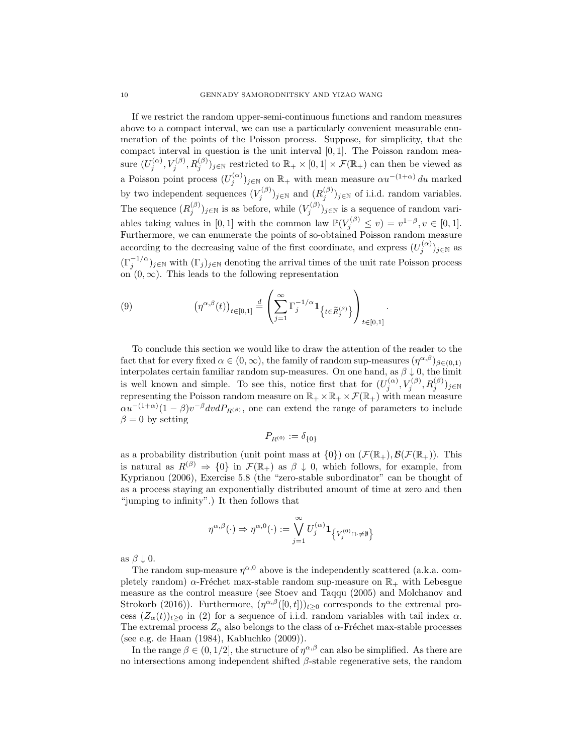If we restrict the random upper-semi-continuous functions and random measures above to a compact interval, we can use a particularly convenient measurable enumeration of the points of the Poisson process. Suppose, for simplicity, that the compact interval in question is the unit interval $[0,1]$. The Poisson random measure $(U_j^{(\alpha)}, V_j^{(\beta)}, R_j^{(\beta)})_{j\in\mathbb{N}}$ restricted to $\mathbb{R}_+ \times [0,1] \times \mathcal{F}(\mathbb{R}_+)$ can then be viewed as a Poisson point process $(U_j^{(\alpha)})_{j\in\mathbb{N}}$ on $\mathbb{R}_+$ with mean measure $\alpha u^{-(1+\alpha)}\,du$ marked by two independent sequences $(V_j^{(\beta)})_{j\in\mathbb{N}}$ and $(R_j^{(\beta)})_{j\in\mathbb{N}}$ of i.i.d. random variables. The sequence $(R_j^{(\beta)})_{j\in\mathbb{N}}$ is as before, while $(V_j^{(\beta)})_{j\in\mathbb{N}}$ is a sequence of random variables taking values in $[0,1]$ with the common law $\mathbb{P}(V_j^{(\beta)} \le v) = v^{1-\beta}, v \in [0,1]$. Furthermore, we can enumerate the points of so-obtained Poisson random measure according to the decreasing value of the first coordinate, and express $(U_j^{(\alpha)})_{j\in\mathbb{N}}$ as $(\Gamma_j^{-1/\alpha})_{j\in\mathbb{N}}$ with $(\Gamma_j)_{j\in\mathbb{N}}$ denoting the arrival times of the unit rate Poisson process on $(0,\infty)$. This leads to the following representation

$$
\left(\eta^{\alpha,\beta}(t)\right)_{t\in[0,1]} \stackrel{d}{=} \left(\sum_{j=1}^{\infty} \Gamma_j^{-1/\alpha} \mathbf{1}_{\left\{t\in \widetilde{R}_j^{(\beta)}\right\}}\right)_{t\in[0,1]}. \tag{9}
$$

To conclude this section we would like to draw the attention of the reader to the fact that for every fixed $\alpha \in (0,\infty)$, the family of random sup-measures $(\eta^{\alpha,\beta})_{\beta\in(0,1)}$ interpolates certain familiar random sup-measures. On one hand, as $\beta \downarrow 0$, the limit is well known and simple. To see this, notice first that for $(U_j^{(\alpha)}, V_j^{(\beta)}, R_j^{(\beta)})_{j\in\mathbb{N}}$ representing the Poisson random measure on $\mathbb{R}_+ \times \mathbb{R}_+ \times \mathcal{F}(\mathbb{R}_+)$ with mean measure $\alpha u^{-(1+\alpha)}(1-\beta)v^{-\beta}dvdP_{R^{(\beta)}}$, one can extend the range of parameters to include $\beta = 0$ by setting

$$
P_{R^{(0)}} := \delta_{\{0\}}
$$

as a probability distribution (unit point mass at $\{0\}$) on $(\mathcal{F}(\mathbb{R}_+), \mathcal{B}(\mathcal{F}(\mathbb{R}_+))$. This is natural as $R^{(\beta)} \Rightarrow \{0\}$ in $\mathcal{F}(\mathbb{R}_+)$ as $\beta \downarrow 0$, which follows, for example, from Kyprianou (2006), Exercise 5.8 (the "zero-stable subordinator" can be thought of as a process staying an exponentially distributed amount of time at zero and then "jumping to infinity".) It then follows that

$$
\eta^{\alpha,\beta}(\cdot) \Rightarrow \eta^{\alpha,0}(\cdot) := \bigvee_{j=1}^{\infty} U_j^{(\alpha)} \mathbf{1}_{\left\{V_j^{(0)} \cap \cdot \neq \emptyset\right\}}
$$

as $\beta \downarrow 0$.

The random sup-measure $\eta^{\alpha,0}$ above is the independently scattered (a.k.a. completely random) $\alpha$-Fréchet max-stable random sup-measure on $\mathbb{R}_+$ with Lebesgue measure as the control measure (see Stoev and Taqqu (2005) and Molchanov and Strokorb (2016)). Furthermore, $(\eta^{\alpha,\beta}([0,t]))_{t\ge0}$ corresponds to the extremal process $(Z_\alpha(t))_{t\ge0}$ in (2) for a sequence of i.i.d. random variables with tail index $\alpha$. The extremal process $Z_\alpha$ also belongs to the class of $\alpha$-Fréchet max-stable processes (see e.g. de Haan (1984), Kabluchko (2009)).

In the range $\beta \in (0,1/2]$, the structure of $\eta^{\alpha,\beta}$ can also be simplified. As there are no intersections among independent shifted $\beta$-stable regenerative sets, the random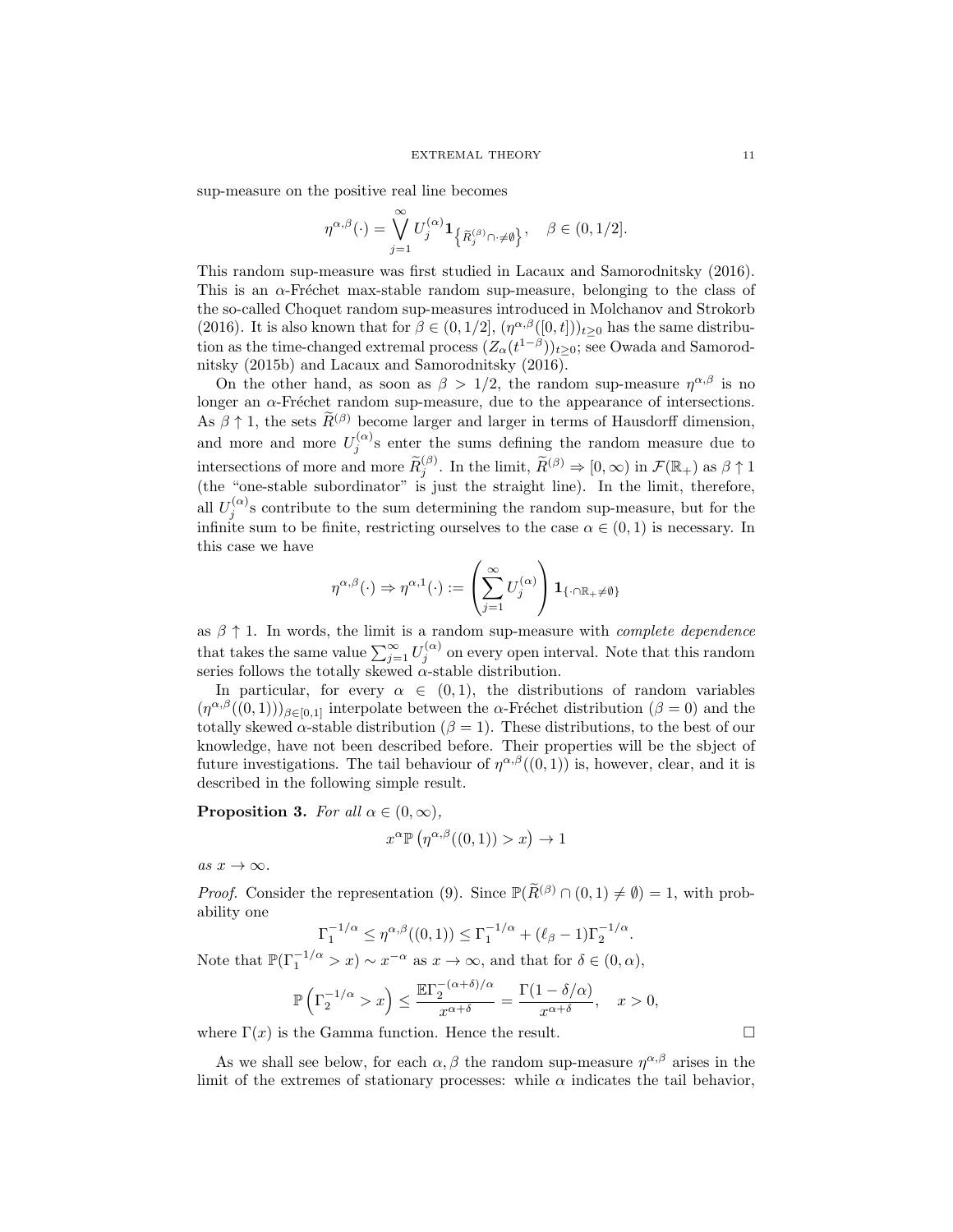sup-measure on the positive real line becomes

$$\eta^{\alpha,\beta}(\cdot) = \bigvee_{j=1}^{\infty} U_j^{(\alpha)} \mathbf{1}_{\left\{\widetilde{R}_j^{(\beta)} \cap \cdot \neq \emptyset\right\}}, \quad \beta \in (0, 1/2].$$

This random sup-measure was first studied in Lacaux and Samorodnitsky (2016). This is an $\alpha$-Fréchet max-stable random sup-measure, belonging to the class of the so-called Choquet random sup-measures introduced in Molchanov and Strokorb (2016). It is also known that for $\beta \in (0, 1/2]$, $(\eta^{\alpha,\beta}([0,t]))_{t \geq 0}$ has the same distribution as the time-changed extremal process $(Z_\alpha(t^{1-\beta}))_{t\geq 0}$; see Owada and Samorodnitsky (2015b) and Lacaux and Samorodnitsky (2016).

On the other hand, as soon as $\beta > 1/2$, the random sup-measure $\eta^{\alpha,\beta}$ is no longer an $\alpha$-Fréchet random sup-measure, due to the appearance of intersections. As $\beta \uparrow 1$, the sets $\widetilde{R}^{(\beta)}$ become larger and larger in terms of Hausdorff dimension, and more and more $U_j^{(\alpha)}$s enter the sums defining the random measure due to intersections of more and more $\widetilde{R}_j^{(\beta)}$. In the limit, $\widetilde{R}^{(\beta)} \Rightarrow [0, \infty)$ in $\mathcal{F}(\mathbb{R}_+)$ as $\beta \uparrow 1$ (the "one-stable subordinator" is just the straight line). In the limit, therefore, all $U_j^{(\alpha)}$s contribute to the sum determining the random sup-measure, but for the infinite sum to be finite, restricting ourselves to the case $\alpha \in (0, 1)$ is necessary. In this case we have

$$\eta^{\alpha,\beta}(\cdot) \Rightarrow \eta^{\alpha,1}(\cdot) := \left(\sum_{j=1}^{\infty} U_j^{(\alpha)}\right) \mathbf{1}_{\{\cdot \cap \mathbb{R}_+ \neq \emptyset\}}$$

as $\beta \uparrow 1$. In words, the limit is a random sup-measure with *complete dependence* that takes the same value $\sum_{j=1}^{\infty} U_j^{(\alpha)}$ on every open interval. Note that this random series follows the totally skewed $\alpha$-stable distribution.

In particular, for every $\alpha \in (0, 1)$, the distributions of random variables $(\eta^{\alpha,\beta}((0,1)))_{\beta\in[0,1]}$ interpolate between the $\alpha$-Fréchet distribution ($\beta = 0$) and the totally skewed $\alpha$-stable distribution ($\beta = 1$). These distributions, to the best of our knowledge, have not been described before. Their properties will be the sbject of future investigations. The tail behaviour of $\eta^{\alpha,\beta}((0,1))$ is, however, clear, and it is described in the following simple result.

**Proposition 3.** *For all $\alpha \in (0, \infty)$,*

$$x^\alpha \mathbb{P}\left(\eta^{\alpha,\beta}((0,1)) > x\right) \to 1$$

*as $x \to \infty$.*

*Proof.* Consider the representation (9). Since $\mathbb{P}(\widetilde{R}^{(\beta)} \cap (0,1) \neq \emptyset) = 1$, with probability one

$$\Gamma_1^{-1/\alpha} \leq \eta^{\alpha,\beta}((0,1)) \leq \Gamma_1^{-1/\alpha} + (\ell_\beta - 1)\Gamma_2^{-1/\alpha}.$$

Note that $\mathbb{P}(\Gamma_1^{-1/\alpha} > x) \sim x^{-\alpha}$ as $x \to \infty$, and that for $\delta \in (0, \alpha)$,

$$\mathbb{P}\left(\Gamma_2^{-1/\alpha} > x\right) \leq \frac{\mathbb{E}\Gamma_2^{-(\alpha+\delta)/\alpha}}{x^{\alpha+\delta}} = \frac{\Gamma(1 - \delta/\alpha)}{x^{\alpha+\delta}}, \quad x > 0,$$

where $\Gamma(x)$ is the Gamma function. Hence the result. $\square$

As we shall see below, for each $\alpha, \beta$ the random sup-measure $\eta^{\alpha,\beta}$ arises in the limit of the extremes of stationary processes: while $\alpha$ indicates the tail behavior,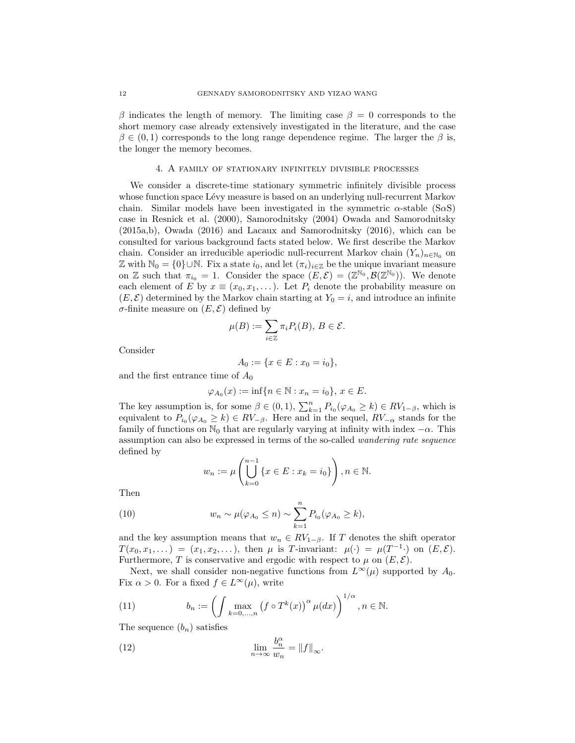$\beta$ indicates the length of memory. The limiting case $\beta = 0$ corresponds to the short memory case already extensively investigated in the literature, and the case $\beta \in (0, 1)$ corresponds to the long range dependence regime. The larger the $\beta$ is, the longer the memory becomes.

## 4. A family of stationary infinitely divisible processes

We consider a discrete-time stationary symmetric infinitely divisible process whose function space Lévy measure is based on an underlying null-recurrent Markov chain. Similar models have been investigated in the symmetric $\alpha$-stable (S$\alpha$S) case in Resnick et al. (2000), Samorodnitsky (2004) Owada and Samorodnitsky (2015a,b), Owada (2016) and Lacaux and Samorodnitsky (2016), which can be consulted for various background facts stated below. We first describe the Markov chain. Consider an irreducible aperiodic null-recurrent Markov chain $(Y_n)_{n\in\mathbb{N}_0}$ on $\mathbb{Z}$ with $\mathbb{N}_0 = \{0\}\cup\mathbb{N}$. Fix a state $i_0$, and let $(\pi_i)_{i\in\mathbb{Z}}$ be the unique invariant measure on $\mathbb{Z}$ such that $\pi_{i_0} = 1$. Consider the space $(E, \mathcal{E}) = (\mathbb{Z}^{\mathbb{N}_0}, \mathcal{B}(\mathbb{Z}^{\mathbb{N}_0}))$. We denote each element of $E$ by $x \equiv (x_0, x_1, \dots)$. Let $P_i$ denote the probability measure on $(E, \mathcal{E})$ determined by the Markov chain starting at $Y_0 = i$, and introduce an infinite $\sigma$-finite measure on $(E, \mathcal{E})$ defined by

$$\mu(B) := \sum_{i\in\mathbb{Z}} \pi_i P_i(B),\ B \in \mathcal{E}.$$

Consider

$$A_0 := \{x \in E : x_0 = i_0\},$$

and the first entrance time of $A_0$

$$\varphi_{A_0}(x) := \inf\{n \in \mathbb{N} : x_n = i_0\},\ x \in E.$$

The key assumption is, for some $\beta \in (0, 1)$, $\sum_{k=1}^{n} P_{i_0}(\varphi_{A_0} \geq k) \in RV_{1-\beta}$, which is equivalent to $P_{i_0}(\varphi_{A_0} \geq k) \in RV_{-\beta}$. Here and in the sequel, $RV_{-\alpha}$ stands for the family of functions on $\mathbb{N}_0$ that are regularly varying at infinity with index $-\alpha$. This assumption can also be expressed in terms of the so-called *wandering rate sequence* defined by

$$w_n := \mu\left(\bigcup_{k=0}^{n-1} \{x \in E : x_k = i_0\}\right), n \in \mathbb{N}.$$

Then

$$w_n \sim \mu(\varphi_{A_0} \leq n) \sim \sum_{k=1}^{n} P_{i_0}(\varphi_{A_0} \geq k), \tag{10}$$

and the key assumption means that $w_n \in RV_{1-\beta}$. If $T$ denotes the shift operator $T(x_0, x_1, \dots) = (x_1, x_2, \dots)$, then $\mu$ is $T$-invariant: $\mu(\cdot) = \mu(T^{-1}\cdot)$ on $(E, \mathcal{E})$. Furthermore, $T$ is conservative and ergodic with respect to $\mu$ on $(E, \mathcal{E})$.

Next, we shall consider non-negative functions from $L^\infty(\mu)$ supported by $A_0$. Fix $\alpha > 0$. For a fixed $f \in L^\infty(\mu)$, write

$$b_n := \left(\int \max_{k=0,\dots,n} \left(f \circ T^k(x)\right)^\alpha \mu(dx)\right)^{1/\alpha}, n \in \mathbb{N}. \tag{11}$$

The sequence $(b_n)$ satisfies

$$\lim_{n\to\infty} \frac{b_n^\alpha}{w_n} = \|f\|_\infty. \tag{12}$$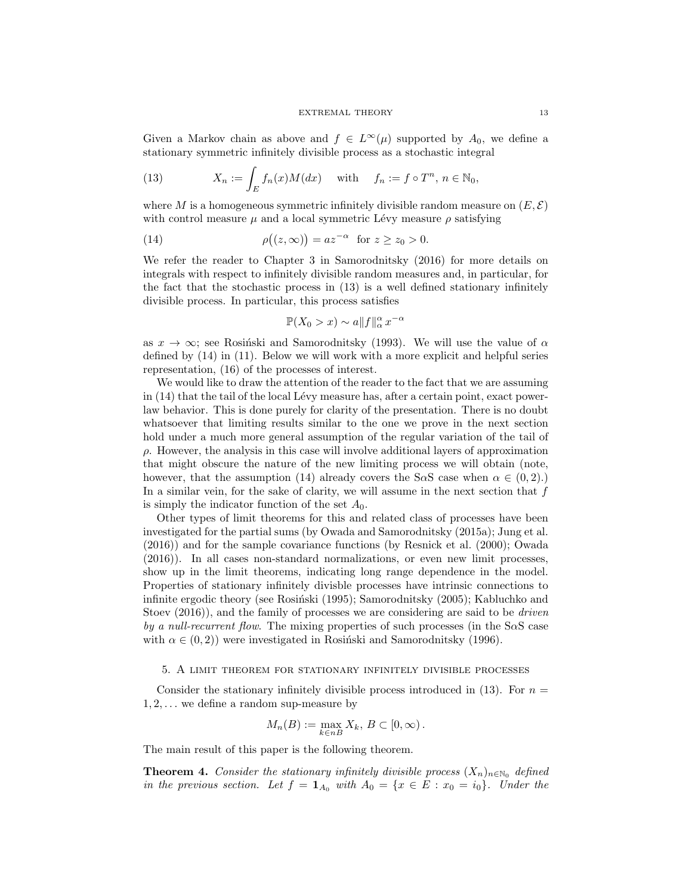Given a Markov chain as above and $f \in L^\infty(\mu)$ supported by $A_0$, we define a stationary symmetric infinitely divisible process as a stochastic integral

$$X_n := \int_E f_n(x) M(dx) \quad \text{with} \quad f_n := f \circ T^n, \, n \in \mathbb{N}_0, \tag{13}$$

where $M$ is a homogeneous symmetric infinitely divisible random measure on $(E, \mathcal{E})$ with control measure $\mu$ and a local symmetric Lévy measure $\rho$ satisfying

$$\rho\big((z, \infty)\big) = a z^{-\alpha} \quad \text{for } z \geq z_0 > 0. \tag{14}$$

We refer the reader to Chapter 3 in Samorodnitsky (2016) for more details on integrals with respect to infinitely divisible random measures and, in particular, for the fact that the stochastic process in (13) is a well defined stationary infinitely divisible process. In particular, this process satisfies

$$\mathbb{P}(X_0 > x) \sim a \|f\|_\alpha^\alpha \, x^{-\alpha}$$

as $x \to \infty$; see Rosiński and Samorodnitsky (1993). We will use the value of $\alpha$ defined by (14) in (11). Below we will work with a more explicit and helpful series representation, (16) of the processes of interest.

We would like to draw the attention of the reader to the fact that we are assuming in (14) that the tail of the local Lévy measure has, after a certain point, exact power-law behavior. This is done purely for clarity of the presentation. There is no doubt whatsoever that limiting results similar to the one we prove in the next section hold under a much more general assumption of the regular variation of the tail of $\rho$. However, the analysis in this case will involve additional layers of approximation that might obscure the nature of the new limiting process we will obtain (note, however, that the assumption (14) already covers the S$\alpha$S case when $\alpha \in (0, 2)$.) In a similar vein, for the sake of clarity, we will assume in the next section that $f$ is simply the indicator function of the set $A_0$.

Other types of limit theorems for this and related class of processes have been investigated for the partial sums (by Owada and Samorodnitsky (2015a); Jung et al. (2016)) and for the sample covariance functions (by Resnick et al. (2000); Owada (2016)). In all cases non-standard normalizations, or even new limit processes, show up in the limit theorems, indicating long range dependence in the model. Properties of stationary infinitely divisble processes have intrinsic connections to infinite ergodic theory (see Rosiński (1995); Samorodnitsky (2005); Kabluchko and Stoev (2016)), and the family of processes we are considering are said to be *driven by a null-recurrent flow*. The mixing properties of such processes (in the S$\alpha$S case with $\alpha \in (0, 2)$) were investigated in Rosiński and Samorodnitsky (1996).

## 5. A limit theorem for stationary infinitely divisible processes

Consider the stationary infinitely divisible process introduced in (13). For $n = 1, 2, \ldots$ we define a random sup-measure by

$$M_n(B) := \max_{k \in nB} X_k, \; B \subset [0, \infty).$$

The main result of this paper is the following theorem.

**Theorem 4.** *Consider the stationary infinitely divisible process $(X_n)_{n \in \mathbb{N}_0}$ defined in the previous section. Let $f = \mathbf{1}_{A_0}$ with $A_0 = \{x \in E : x_0 = i_0\}$. Under the*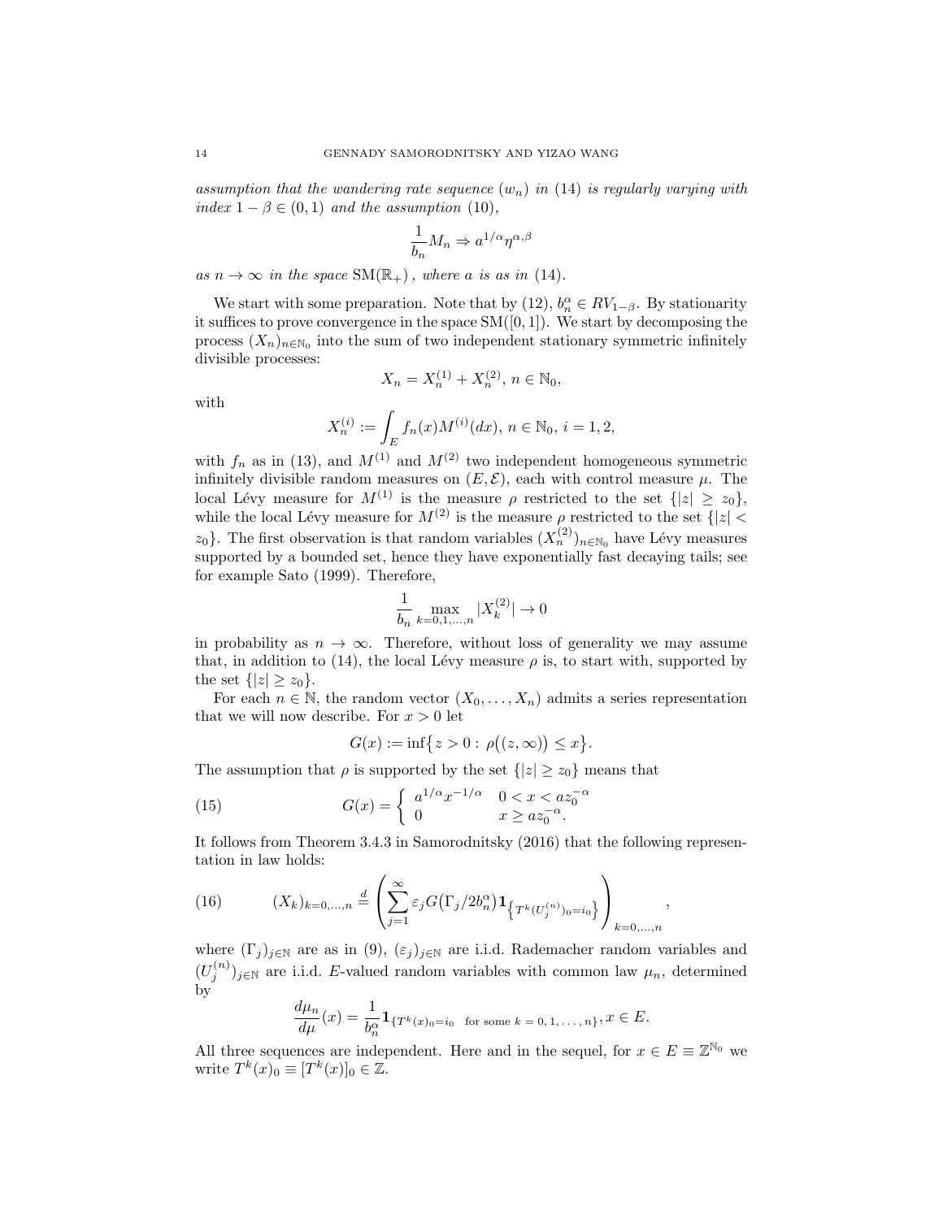*assumption that the wandering rate sequence $(w_n)$ in (14) is regularly varying with index $1-\beta \in (0,1)$ and the assumption (10),*

$$\frac{1}{b_n} M_n \Rightarrow a^{1/\alpha} \eta^{\alpha,\beta}$$

*as $n \to \infty$ in the space $\mathrm{SM}(\mathbb{R}_+)$, where $a$ is as in (14).*

We start with some preparation. Note that by (12), $b_n^\alpha \in RV_{1-\beta}$. By stationarity it suffices to prove convergence in the space $\mathrm{SM}([0,1])$. We start by decomposing the process $(X_n)_{n\in\mathbb{N}_0}$ into the sum of two independent stationary symmetric infinitely divisible processes:

$$X_n = X_n^{(1)} + X_n^{(2)},\ n \in \mathbb{N}_0,$$

with

$$X_n^{(i)} := \int_E f_n(x) M^{(i)}(dx),\ n \in \mathbb{N}_0,\ i = 1,2,$$

with $f_n$ as in (13), and $M^{(1)}$ and $M^{(2)}$ two independent homogeneous symmetric infinitely divisible random measures on $(E,\mathcal{E})$, each with control measure $\mu$. The local Lévy measure for $M^{(1)}$ is the measure $\rho$ restricted to the set $\{|z| \geq z_0\}$, while the local Lévy measure for $M^{(2)}$ is the measure $\rho$ restricted to the set $\{|z| < z_0\}$. The first observation is that random variables $(X_n^{(2)})_{n\in\mathbb{N}_0}$ have Lévy measures supported by a bounded set, hence they have exponentially fast decaying tails; see for example Sato (1999). Therefore,

$$\frac{1}{b_n} \max_{k=0,1,\ldots,n} |X_k^{(2)}| \to 0$$

in probability as $n \to \infty$. Therefore, without loss of generality we may assume that, in addition to (14), the local Lévy measure $\rho$ is, to start with, supported by the set $\{|z| \geq z_0\}$.

For each $n \in \mathbb{N}$, the random vector $(X_0,\ldots,X_n)$ admits a series representation that we will now describe. For $x > 0$ let

$$G(x) := \inf\{z > 0 : \rho\big((z,\infty)\big) \leq x\}.$$

The assumption that $\rho$ is supported by the set $\{|z| \geq z_0\}$ means that

$$G(x) = \begin{cases} a^{1/\alpha} x^{-1/\alpha} & 0 < x < a z_0^{-\alpha} \\ 0 & x \geq a z_0^{-\alpha}. \end{cases} \tag{15}$$

It follows from Theorem 3.4.3 in Samorodnitsky (2016) that the following representation in law holds:

$$(X_k)_{k=0,\ldots,n} \stackrel{d}{=} \left( \sum_{j=1}^\infty \varepsilon_j G\big(\Gamma_j / 2b_n^\alpha\big) \mathbf{1}_{\left\{T^k(U_j^{(n)})_0 = i_0\right\}} \right)_{k=0,\ldots,n}, \tag{16}$$

where $(\Gamma_j)_{j\in\mathbb{N}}$ are as in (9), $(\varepsilon_j)_{j\in\mathbb{N}}$ are i.i.d. Rademacher random variables and $(U_j^{(n)})_{j\in\mathbb{N}}$ are i.i.d. $E$-valued random variables with common law $\mu_n$, determined by

$$\frac{d\mu_n}{d\mu}(x) = \frac{1}{b_n^\alpha} \mathbf{1}_{\{T^k(x)_0 = i_0 \ \text{ for some } k=0,1,\ldots,n\}},\ x \in E.$$

All three sequences are independent. Here and in the sequel, for $x \in E \equiv \mathbb{Z}^{\mathbb{N}_0}$ we write $T^k(x)_0 \equiv [T^k(x)]_0 \in \mathbb{Z}$.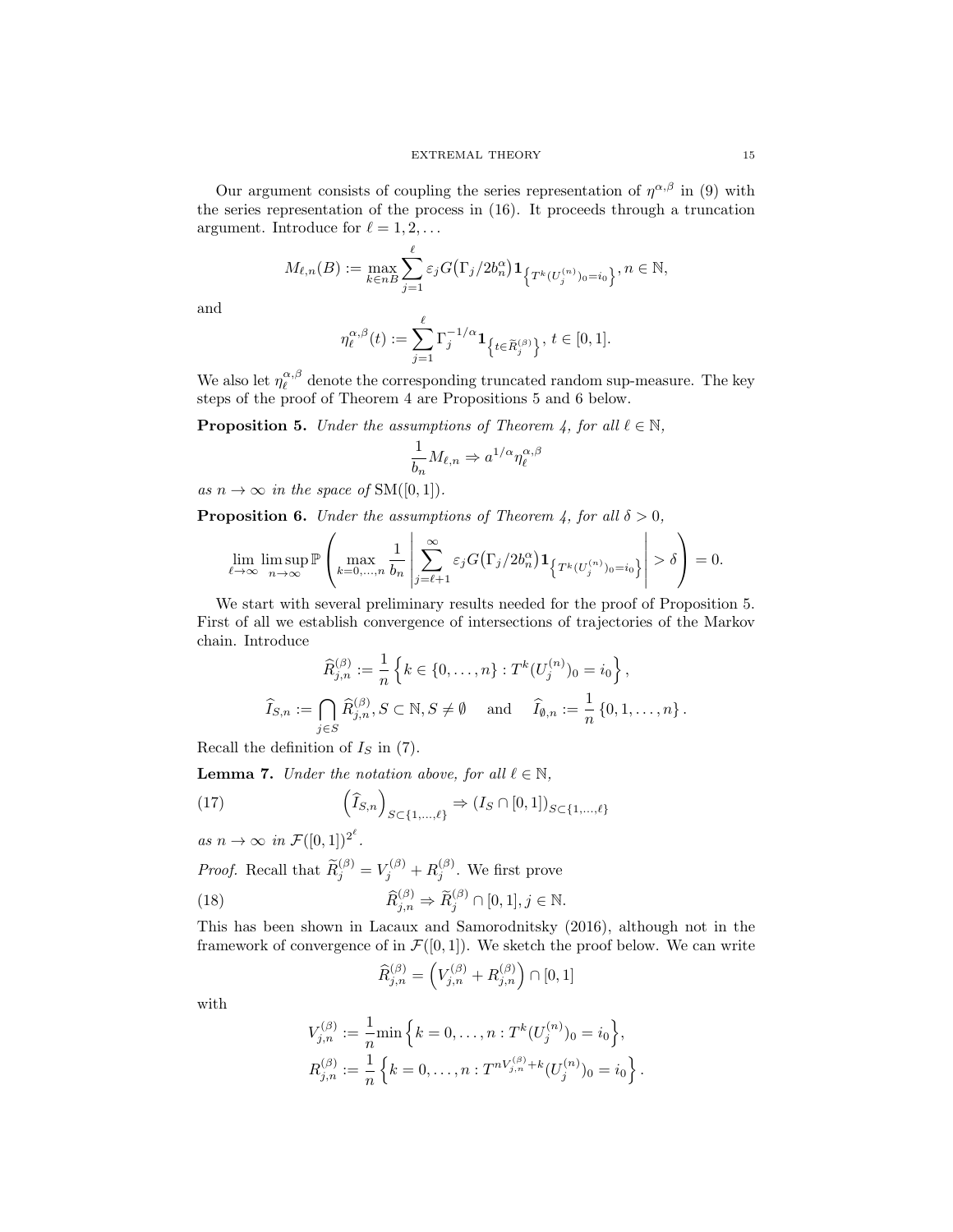Our argument consists of coupling the series representation of $\eta^{\alpha,\beta}$ in (9) with the series representation of the process in (16). It proceeds through a truncation argument. Introduce for $\ell = 1, 2, \dots$

$$M_{\ell,n}(B) := \max_{k \in nB} \sum_{j=1}^{\ell} \varepsilon_j G\big(\Gamma_j / 2b_n^{\alpha}\big) \mathbf{1}_{\left\{T^k(U_j^{(n)})_0 = i_0\right\}}, n \in \mathbb{N},$$

and

$$\eta_\ell^{\alpha,\beta}(t) := \sum_{j=1}^{\ell} \Gamma_j^{-1/\alpha} \mathbf{1}_{\left\{t \in \widetilde{R}_j^{(\beta)}\right\}}, \; t \in [0,1].$$

We also let $\eta_\ell^{\alpha,\beta}$ denote the corresponding truncated random sup-measure. The key steps of the proof of Theorem 4 are Propositions 5 and 6 below.

**Proposition 5.** *Under the assumptions of Theorem 4, for all $\ell \in \mathbb{N}$,*

$$\frac{1}{b_n} M_{\ell,n} \Rightarrow a^{1/\alpha} \eta_\ell^{\alpha,\beta}$$

*as $n \to \infty$ in the space of* $\mathrm{SM}([0,1])$.

**Proposition 6.** *Under the assumptions of Theorem 4, for all $\delta > 0$,*

$$\lim_{\ell \to \infty} \limsup_{n \to \infty} \mathbb{P}\left( \max_{k=0,\dots,n} \frac{1}{b_n} \left| \sum_{j=\ell+1}^{\infty} \varepsilon_j G\big(\Gamma_j / 2b_n^{\alpha}\big) \mathbf{1}_{\left\{T^k(U_j^{(n)})_0 = i_0\right\}} \right| > \delta \right) = 0.$$

We start with several preliminary results needed for the proof of Proposition 5. First of all we establish convergence of intersections of trajectories of the Markov chain. Introduce

$$\widehat{R}_{j,n}^{(\beta)} := \frac{1}{n} \left\{ k \in \{0, \dots, n\} : T^k(U_j^{(n)})_0 = i_0 \right\},$$

$$\widehat{I}_{S,n} := \bigcap_{j \in S} \widehat{R}_{j,n}^{(\beta)}, S \subset \mathbb{N}, S \neq \emptyset \quad \text{and} \quad \widehat{I}_{\emptyset,n} := \frac{1}{n} \{0, 1, \dots, n\}.$$

Recall the definition of $I_S$ in (7).

**Lemma 7.** *Under the notation above, for all $\ell \in \mathbb{N}$,*

$$\left(\widehat{I}_{S,n}\right)_{S \subset \{1,\dots,\ell\}} \Rightarrow (I_S \cap [0,1])_{S \subset \{1,\dots,\ell\}} \tag{17}$$

*as $n \to \infty$ in $\mathcal{F}([0,1])^{2^\ell}$.*

*Proof.* Recall that $\widetilde{R}_j^{(\beta)} = V_j^{(\beta)} + R_j^{(\beta)}$. We first prove

$$\widehat{R}_{j,n}^{(\beta)} \Rightarrow \widetilde{R}_j^{(\beta)} \cap [0,1], j \in \mathbb{N}. \tag{18}$$

This has been shown in Lacaux and Samorodnitsky (2016), although not in the framework of convergence of in $\mathcal{F}([0,1])$. We sketch the proof below. We can write

$$\widehat{R}_{j,n}^{(\beta)} = \left(V_{j,n}^{(\beta)} + R_{j,n}^{(\beta)}\right) \cap [0,1]$$

with

$$V_{j,n}^{(\beta)} := \frac{1}{n} \min\left\{ k = 0, \dots, n : T^k(U_j^{(n)})_0 = i_0 \right\},$$

$$R_{j,n}^{(\beta)} := \frac{1}{n} \left\{ k = 0, \dots, n : T^{nV_{j,n}^{(\beta)} + k}(U_j^{(n)})_0 = i_0 \right\}.$$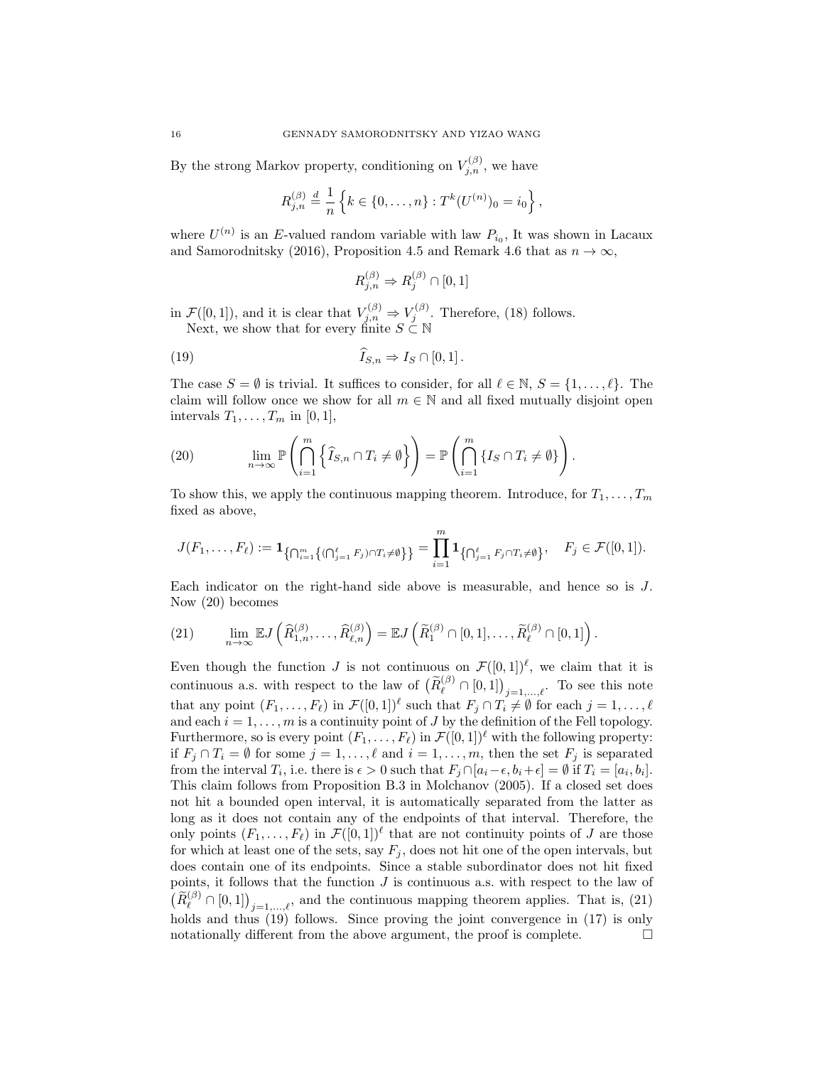By the strong Markov property, conditioning on $V_{j,n}^{(\beta)}$, we have

$$R_{j,n}^{(\beta)} \stackrel{d}{=} \frac{1}{n}\left\{k \in \{0, \dots, n\} : T^k(U^{(n)})_0 = i_0\right\},$$

where $U^{(n)}$ is an $E$-valued random variable with law $P_{i_0}$, It was shown in Lacaux and Samorodnitsky (2016), Proposition 4.5 and Remark 4.6 that as $n \to \infty$,

$$R_{j,n}^{(\beta)} \Rightarrow R_j^{(\beta)} \cap [0,1]$$

in $\mathcal{F}([0,1])$, and it is clear that $V_{j,n}^{(\beta)} \Rightarrow V_j^{(\beta)}$. Therefore, (18) follows.

Next, we show that for every finite $S \subset \mathbb{N}$

$$\widehat{I}_{S,n} \Rightarrow I_S \cap [0,1]\,. \tag{19}$$

The case $S = \emptyset$ is trivial. It suffices to consider, for all $\ell \in \mathbb{N}$, $S = \{1, \dots, \ell\}$. The claim will follow once we show for all $m \in \mathbb{N}$ and all fixed mutually disjoint open intervals $T_1, \dots, T_m$ in $[0,1]$,

$$\lim_{n\to\infty} \mathbb{P}\left(\bigcap_{i=1}^m \left\{\widehat{I}_{S,n} \cap T_i \neq \emptyset\right\}\right) = \mathbb{P}\left(\bigcap_{i=1}^m \left\{I_S \cap T_i \neq \emptyset\right\}\right). \tag{20}$$

To show this, we apply the continuous mapping theorem. Introduce, for $T_1, \dots, T_m$ fixed as above,

$$J(F_1, \dots, F_\ell) := \mathbf{1}_{\left\{\bigcap_{i=1}^m \left\{(\bigcap_{j=1}^\ell F_j) \cap T_i \neq \emptyset\right\}\right\}} = \prod_{i=1}^m \mathbf{1}_{\left\{\bigcap_{j=1}^\ell F_j \cap T_i \neq \emptyset\right\}}, \quad F_j \in \mathcal{F}([0,1]).$$

Each indicator on the right-hand side above is measurable, and hence so is $J$. Now (20) becomes

$$\lim_{n\to\infty} \mathbb{E} J\left(\widehat{R}_{1,n}^{(\beta)}, \dots, \widehat{R}_{\ell,n}^{(\beta)}\right) = \mathbb{E} J\left(\widetilde{R}_1^{(\beta)} \cap [0,1], \dots, \widetilde{R}_\ell^{(\beta)} \cap [0,1]\right). \tag{21}$$

Even though the function $J$ is not continuous on $\mathcal{F}([0,1])^\ell$, we claim that it is continuous a.s. with respect to the law of $\left(\widetilde{R}_\ell^{(\beta)} \cap [0,1]\right)_{j=1,\dots,\ell}$. To see this note that any point $(F_1, \dots, F_\ell)$ in $\mathcal{F}([0,1])^\ell$ such that $F_j \cap T_i \neq \emptyset$ for each $j = 1, \dots, \ell$ and each $i = 1, \dots, m$ is a continuity point of $J$ by the definition of the Fell topology. Furthermore, so is every point $(F_1, \dots, F_\ell)$ in $\mathcal{F}([0,1])^\ell$ with the following property: if $F_j \cap T_i = \emptyset$ for some $j = 1, \dots, \ell$ and $i = 1, \dots, m$, then the set $F_j$ is separated from the interval $T_i$, i.e. there is $\epsilon > 0$ such that $F_j \cap [a_i - \epsilon, b_i + \epsilon] = \emptyset$ if $T_i = [a_i, b_i]$. This claim follows from Proposition B.3 in Molchanov (2005). If a closed set does not hit a bounded open interval, it is automatically separated from the latter as long as it does not contain any of the endpoints of that interval. Therefore, the only points $(F_1, \dots, F_\ell)$ in $\mathcal{F}([0,1])^\ell$ that are not continuity points of $J$ are those for which at least one of the sets, say $F_j$, does not hit one of the open intervals, but does contain one of its endpoints. Since a stable subordinator does not hit fixed points, it follows that the function $J$ is continuous a.s. with respect to the law of $\left(\widetilde{R}_\ell^{(\beta)} \cap [0,1]\right)_{j=1,\dots,\ell}$, and the continuous mapping theorem applies. That is, (21) holds and thus (19) follows. Since proving the joint convergence in (17) is only notationally different from the above argument, the proof is complete. $\square$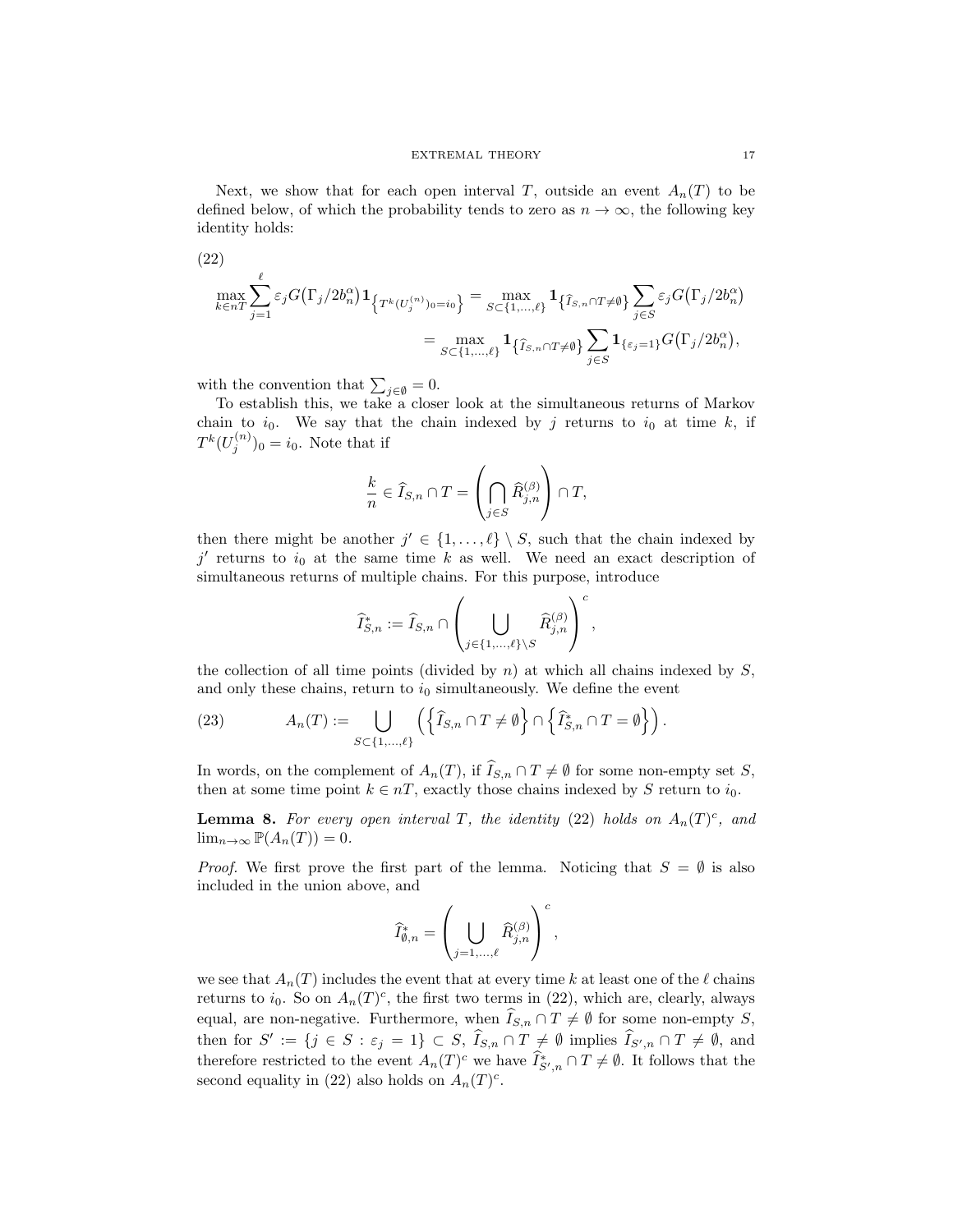Next, we show that for each open interval $T$, outside an event $A_n(T)$ to be defined below, of which the probability tends to zero as $n \to \infty$, the following key identity holds:

(22)

$$
\begin{aligned}
\max_{k \in nT} \sum_{j=1}^{\ell} \varepsilon_j G\big(\Gamma_j/2b_n^{\alpha}\big) \mathbf{1}_{\left\{T^k(U_j^{(n)})_0 = i_0\right\}} &= \max_{S \subset \{1,\dots,\ell\}} \mathbf{1}_{\left\{\widehat{I}_{S,n} \cap T \neq \emptyset\right\}} \sum_{j \in S} \varepsilon_j G\big(\Gamma_j/2b_n^{\alpha}\big) \\
&= \max_{S \subset \{1,\dots,\ell\}} \mathbf{1}_{\left\{\widehat{I}_{S,n} \cap T \neq \emptyset\right\}} \sum_{j \in S} \mathbf{1}_{\{\varepsilon_j = 1\}} G\big(\Gamma_j/2b_n^{\alpha}\big),
\end{aligned}
$$

with the convention that $\sum_{j \in \emptyset} = 0$.

To establish this, we take a closer look at the simultaneous returns of Markov chain to $i_0$. We say that the chain indexed by $j$ returns to $i_0$ at time $k$, if $T^k(U_j^{(n)})_0 = i_0$. Note that if

$$
\frac{k}{n} \in \widehat{I}_{S,n} \cap T = \left( \bigcap_{j \in S} \widehat{R}_{j,n}^{(\beta)} \right) \cap T,
$$

then there might be another $j' \in \{1, \dots, \ell\} \setminus S$, such that the chain indexed by $j'$ returns to $i_0$ at the same time $k$ as well. We need an exact description of simultaneous returns of multiple chains. For this purpose, introduce

$$
\widehat{I}_{S,n}^* := \widehat{I}_{S,n} \cap \left( \bigcup_{j \in \{1,\dots,\ell\} \setminus S} \widehat{R}_{j,n}^{(\beta)} \right)^c,
$$

the collection of all time points (divided by $n$) at which all chains indexed by $S$, and only these chains, return to $i_0$ simultaneously. We define the event

$$
A_n(T) := \bigcup_{S \subset \{1,\dots,\ell\}} \left( \left\{ \widehat{I}_{S,n} \cap T \neq \emptyset \right\} \cap \left\{ \widehat{I}_{S,n}^* \cap T = \emptyset \right\} \right). \tag{23}
$$

In words, on the complement of $A_n(T)$, if $\widehat{I}_{S,n} \cap T \neq \emptyset$ for some non-empty set $S$, then at some time point $k \in nT$, exactly those chains indexed by $S$ return to $i_0$.

**Lemma 8.** *For every open interval $T$, the identity (22) holds on $A_n(T)^c$, and $\lim_{n\to\infty} \mathbb{P}(A_n(T)) = 0$.*

*Proof.* We first prove the first part of the lemma. Noticing that $S = \emptyset$ is also included in the union above, and

$$
\widehat{I}_{\emptyset,n}^* = \left( \bigcup_{j=1,\dots,\ell} \widehat{R}_{j,n}^{(\beta)} \right)^c,
$$

we see that $A_n(T)$ includes the event that at every time $k$ at least one of the $\ell$ chains returns to $i_0$. So on $A_n(T)^c$, the first two terms in (22), which are, clearly, always equal, are non-negative. Furthermore, when $\widehat{I}_{S,n} \cap T \neq \emptyset$ for some non-empty $S$, then for $S' := \{j \in S : \varepsilon_j = 1\} \subset S$, $\widehat{I}_{S,n} \cap T \neq \emptyset$ implies $\widehat{I}_{S',n} \cap T \neq \emptyset$, and therefore restricted to the event $A_n(T)^c$ we have $\widehat{I}_{S',n}^* \cap T \neq \emptyset$. It follows that the second equality in (22) also holds on $A_n(T)^c$.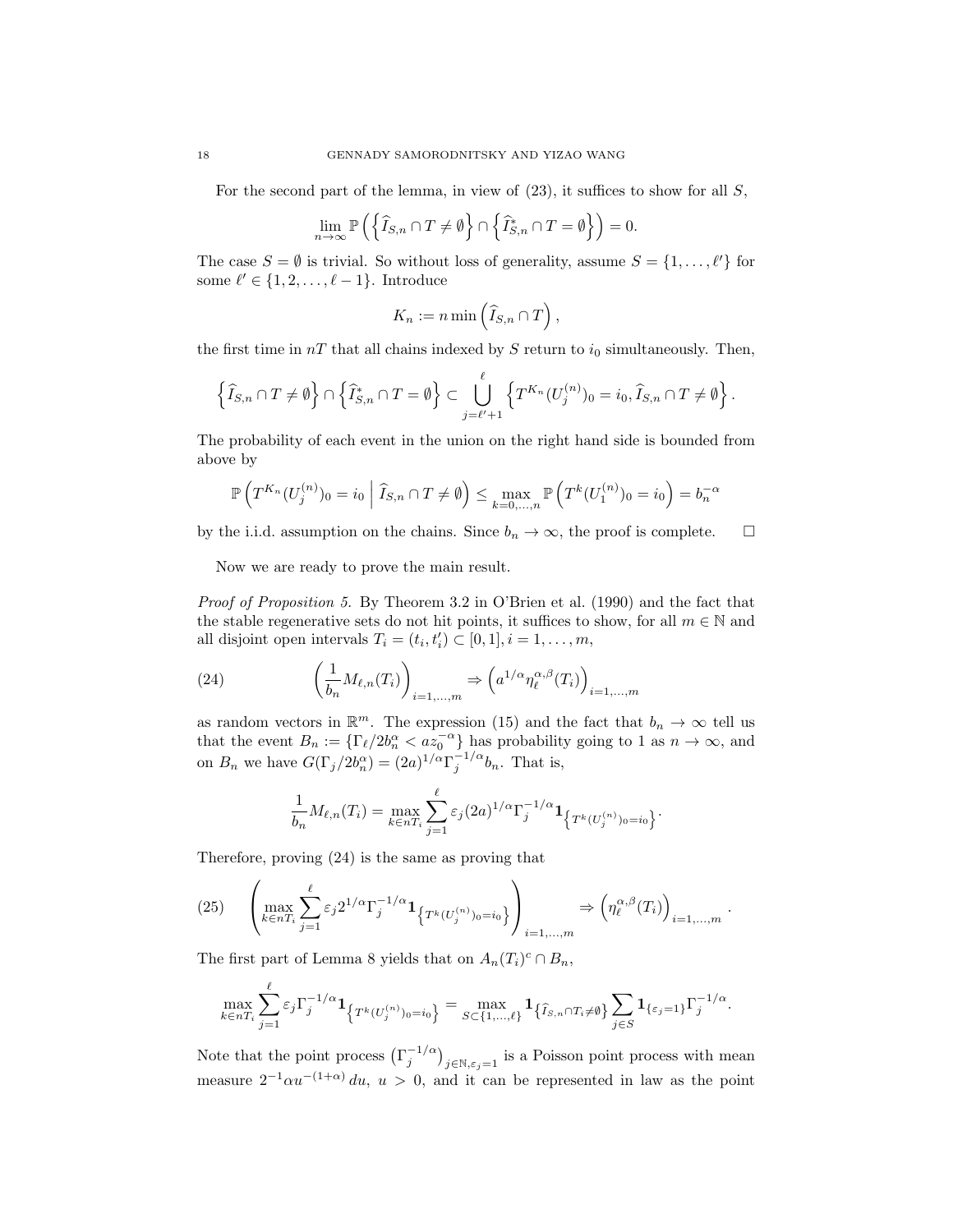For the second part of the lemma, in view of (23), it suffices to show for all $S$,

$$\lim_{n\to\infty} \mathbb{P}\left(\left\{\widehat{I}_{S,n}\cap T\neq\emptyset\right\}\cap\left\{\widehat{I}^*_{S,n}\cap T=\emptyset\right\}\right)=0.$$

The case $S=\emptyset$ is trivial. So without loss of generality, assume $S=\{1,\ldots,\ell'\}$ for some $\ell'\in\{1,2,\ldots,\ell-1\}$. Introduce

$$K_n := n\min\left(\widehat{I}_{S,n}\cap T\right),$$

the first time in $nT$ that all chains indexed by $S$ return to $i_0$ simultaneously. Then,

$$\left\{\widehat{I}_{S,n}\cap T\neq\emptyset\right\}\cap\left\{\widehat{I}^*_{S,n}\cap T=\emptyset\right\}\subset\bigcup_{j=\ell'+1}^{\ell}\left\{T^{K_n}(U_j^{(n)})_0=i_0, \widehat{I}_{S,n}\cap T\neq\emptyset\right\}.$$

The probability of each event in the union on the right hand side is bounded from above by

$$\mathbb{P}\left(T^{K_n}(U_j^{(n)})_0=i_0 \;\middle|\; \widehat{I}_{S,n}\cap T\neq\emptyset\right)\leq \max_{k=0,\ldots,n}\mathbb{P}\left(T^k(U_1^{(n)})_0=i_0\right)=b_n^{-\alpha}$$

by the i.i.d. assumption on the chains. Since $b_n\to\infty$, the proof is complete. $\square$

Now we are ready to prove the main result.

*Proof of Proposition 5.* By Theorem 3.2 in O'Brien et al. (1990) and the fact that the stable regenerative sets do not hit points, it suffices to show, for all $m\in\mathbb{N}$ and all disjoint open intervals $T_i=(t_i,t_i')\subset[0,1], i=1,\ldots,m$,

$$\left(\frac{1}{b_n}M_{\ell,n}(T_i)\right)_{i=1,\ldots,m}\Rightarrow\left(a^{1/\alpha}\eta_\ell^{\alpha,\beta}(T_i)\right)_{i=1,\ldots,m} \tag{24}$$

as random vectors in $\mathbb{R}^m$. The expression (15) and the fact that $b_n\to\infty$ tell us that the event $B_n:=\{\Gamma_\ell/2b_n^\alpha< az_0^{-\alpha}\}$ has probability going to 1 as $n\to\infty$, and on $B_n$ we have $G(\Gamma_j/2b_n^\alpha)=(2a)^{1/\alpha}\Gamma_j^{-1/\alpha}b_n$. That is,

$$\frac{1}{b_n}M_{\ell,n}(T_i)=\max_{k\in nT_i}\sum_{j=1}^{\ell}\varepsilon_j(2a)^{1/\alpha}\Gamma_j^{-1/\alpha}\mathbf{1}_{\left\{T^k(U_j^{(n)})_0=i_0\right\}}.$$

Therefore, proving (24) is the same as proving that

$$\left(\max_{k\in nT_i}\sum_{j=1}^{\ell}\varepsilon_j 2^{1/\alpha}\Gamma_j^{-1/\alpha}\mathbf{1}_{\left\{T^k(U_j^{(n)})_0=i_0\right\}}\right)_{i=1,\ldots,m}\Rightarrow\left(\eta_\ell^{\alpha,\beta}(T_i)\right)_{i=1,\ldots,m}. \tag{25}$$

The first part of Lemma 8 yields that on $A_n(T_i)^c\cap B_n$,

$$\max_{k\in nT_i}\sum_{j=1}^{\ell}\varepsilon_j\Gamma_j^{-1/\alpha}\mathbf{1}_{\left\{T^k(U_j^{(n)})_0=i_0\right\}}=\max_{S\subset\{1,\ldots,\ell\}}\mathbf{1}_{\left\{\widehat{I}_{S,n}\cap T_i\neq\emptyset\right\}}\sum_{j\in S}\mathbf{1}_{\{\varepsilon_j=1\}}\Gamma_j^{-1/\alpha}.$$

Note that the point process $\left(\Gamma_j^{-1/\alpha}\right)_{j\in\mathbb{N},\varepsilon_j=1}$ is a Poisson point process with mean measure $2^{-1}\alpha u^{-(1+\alpha)}\,du,\ u>0$, and it can be represented in law as the point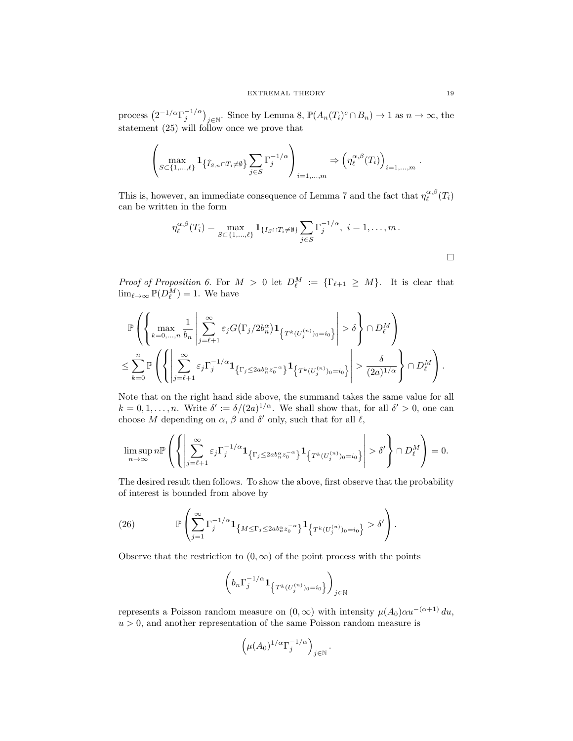process $\left(2^{-1/\alpha}\Gamma_j^{-1/\alpha}\right)_{j\in\mathbb{N}}$. Since by Lemma 8, $\mathbb{P}(A_n(T_i)^c \cap B_n) \to 1$ as $n\to\infty$, the statement (25) will follow once we prove that

$$\left(\max_{S\subset\{1,\dots,\ell\}} \mathbf{1}_{\left\{\widehat{I}_{S,n}\cap T_i\neq\emptyset\right\}} \sum_{j\in S}\Gamma_j^{-1/\alpha}\right)_{i=1,\dots,m} \Rightarrow \left(\eta_\ell^{\alpha,\beta}(T_i)\right)_{i=1,\dots,m}.$$

This is, however, an immediate consequence of Lemma 7 and the fact that $\eta_\ell^{\alpha,\beta}(T_i)$ can be written in the form

$$\eta_\ell^{\alpha,\beta}(T_i) = \max_{S\subset\{1,\dots,\ell\}} \mathbf{1}_{\{I_S\cap T_i\neq\emptyset\}} \sum_{j\in S}\Gamma_j^{-1/\alpha},\ i=1,\dots,m\,.$$

□

*Proof of Proposition 6.* For $M>0$ let $D_\ell^M := \{\Gamma_{\ell+1}\geq M\}$. It is clear that $\lim_{\ell\to\infty}\mathbb{P}(D_\ell^M)=1$. We have

$$\begin{aligned}
&\mathbb{P}\left(\left\{\max_{k=0,\dots,n}\frac{1}{b_n}\left|\sum_{j=\ell+1}^\infty \varepsilon_j G\big(\Gamma_j/2b_n^\alpha\big)\mathbf{1}_{\left\{T^k(U_j^{(n)})_0=i_0\right\}}\right|>\delta\right\}\cap D_\ell^M\right)\\
&\leq \sum_{k=0}^n \mathbb{P}\left(\left\{\left|\sum_{j=\ell+1}^\infty \varepsilon_j\Gamma_j^{-1/\alpha}\mathbf{1}_{\left\{\Gamma_j\leq 2ab_n^\alpha z_0^{-\alpha}\right\}}\mathbf{1}_{\left\{T^k(U_j^{(n)})_0=i_0\right\}}\right|>\frac{\delta}{(2a)^{1/\alpha}}\right\}\cap D_\ell^M\right).
\end{aligned}$$

Note that on the right hand side above, the summand takes the same value for all $k=0,1,\dots,n$. Write $\delta' := \delta/(2a)^{1/\alpha}$. We shall show that, for all $\delta'>0$, one can choose $M$ depending on $\alpha$, $\beta$ and $\delta'$ only, such that for all $\ell$,

$$\limsup_{n\to\infty} n\mathbb{P}\left(\left\{\left|\sum_{j=\ell+1}^\infty \varepsilon_j\Gamma_j^{-1/\alpha}\mathbf{1}_{\left\{\Gamma_j\leq 2ab_n^\alpha z_0^{-\alpha}\right\}}\mathbf{1}_{\left\{T^k(U_j^{(n)})_0=i_0\right\}}\right|>\delta'\right\}\cap D_\ell^M\right)=0.$$

The desired result then follows. To show the above, first observe that the probability of interest is bounded from above by

$$\mathbb{P}\left(\sum_{j=1}^\infty \Gamma_j^{-1/\alpha}\mathbf{1}_{\left\{M\leq\Gamma_j\leq 2ab_n^\alpha z_0^{-\alpha}\right\}}\mathbf{1}_{\left\{T^k(U_j^{(n)})_0=i_0\right\}}>\delta'\right). \tag{26}$$

Observe that the restriction to $(0,\infty)$ of the point process with the points

$$\left(b_n\Gamma_j^{-1/\alpha}\mathbf{1}_{\left\{T^k(U_j^{(n)})_0=i_0\right\}}\right)_{j\in\mathbb{N}}$$

represents a Poisson random measure on $(0,\infty)$ with intensity $\mu(A_0)\alpha u^{-(\alpha+1)}\,du$, $u>0$, and another representation of the same Poisson random measure is

$$\left(\mu(A_0)^{1/\alpha}\Gamma_j^{-1/\alpha}\right)_{j\in\mathbb{N}}.$$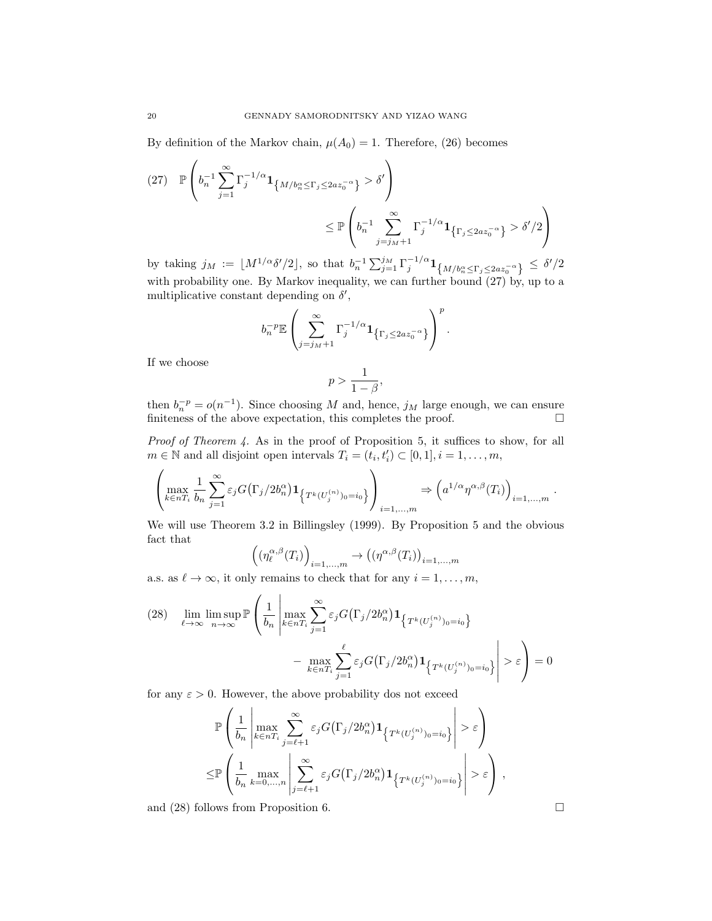By definition of the Markov chain, $\mu(A_0) = 1$. Therefore, (26) becomes

$$
\mathbb{P}\left(b_n^{-1}\sum_{j=1}^{\infty}\Gamma_j^{-1/\alpha}\mathbf{1}_{\left\{M/b_n^\alpha \le \Gamma_j \le 2az_0^{-\alpha}\right\}} > \delta'\right) \le \mathbb{P}\left(b_n^{-1}\sum_{j=j_M+1}^{\infty}\Gamma_j^{-1/\alpha}\mathbf{1}_{\left\{\Gamma_j \le 2az_0^{-\alpha}\right\}} > \delta'/2\right) \tag{27}
$$

by taking $j_M := \lfloor M^{1/\alpha}\delta'/2\rfloor$, so that $b_n^{-1}\sum_{j=1}^{j_M}\Gamma_j^{-1/\alpha}\mathbf{1}_{\left\{M/b_n^\alpha\le\Gamma_j\le 2az_0^{-\alpha}\right\}} \le \delta'/2$ with probability one. By Markov inequality, we can further bound (27) by, up to a multiplicative constant depending on $\delta'$,

$$
b_n^{-p}\mathbb{E}\left(\sum_{j=j_M+1}^{\infty}\Gamma_j^{-1/\alpha}\mathbf{1}_{\left\{\Gamma_j\le 2az_0^{-\alpha}\right\}}\right)^p .
$$

If we choose

$$
p > \frac{1}{1-\beta},
$$

then $b_n^{-p} = o(n^{-1})$. Since choosing $M$ and, hence, $j_M$ large enough, we can ensure finiteness of the above expectation, this completes the proof. $\square$

*Proof of Theorem 4.* As in the proof of Proposition 5, it suffices to show, for all $m \in \mathbb{N}$ and all disjoint open intervals $T_i = (t_i, t_i') \subset [0,1]$, $i = 1,\ldots,m$,

$$
\left(\max_{k\in nT_i}\frac{1}{b_n}\sum_{j=1}^{\infty}\varepsilon_j G\big(\Gamma_j/2b_n^\alpha\big)\mathbf{1}_{\left\{T^k(U_j^{(n)})_0 = i_0\right\}}\right)_{i=1,\ldots,m} \Rightarrow \left(a^{1/\alpha}\eta^{\alpha,\beta}(T_i)\right)_{i=1,\ldots,m}.
$$

We will use Theorem 3.2 in Billingsley (1999). By Proposition 5 and the obvious fact that

$$
\left((\eta_\ell^{\alpha,\beta}(T_i)\right)_{i=1,\ldots,m} \to \left((\eta^{\alpha,\beta}(T_i)\right)_{i=1,\ldots,m}
$$

a.s. as $\ell\to\infty$, it only remains to check that for any $i = 1,\ldots,m$,

$$
\lim_{\ell\to\infty}\limsup_{n\to\infty}\mathbb{P}\left(\frac{1}{b_n}\left|\max_{k\in nT_i}\sum_{j=1}^{\infty}\varepsilon_j G\big(\Gamma_j/2b_n^\alpha\big)\mathbf{1}_{\left\{T^k(U_j^{(n)})_0=i_0\right\}} - \max_{k\in nT_i}\sum_{j=1}^{\ell}\varepsilon_j G\big(\Gamma_j/2b_n^\alpha\big)\mathbf{1}_{\left\{T^k(U_j^{(n)})_0=i_0\right\}}\right| > \varepsilon\right) = 0 \tag{28}
$$

for any $\varepsilon > 0$. However, the above probability dos not exceed

$$
\begin{aligned}
&\mathbb{P}\left(\frac{1}{b_n}\left|\max_{k\in nT_i}\sum_{j=\ell+1}^{\infty}\varepsilon_j G\big(\Gamma_j/2b_n^\alpha\big)\mathbf{1}_{\left\{T^k(U_j^{(n)})_0=i_0\right\}}\right| > \varepsilon\right)\\
\le&\mathbb{P}\left(\frac{1}{b_n}\max_{k=0,\ldots,n}\left|\sum_{j=\ell+1}^{\infty}\varepsilon_j G\big(\Gamma_j/2b_n^\alpha\big)\mathbf{1}_{\left\{T^k(U_j^{(n)})_0=i_0\right\}}\right| > \varepsilon\right),
\end{aligned}
$$

and (28) follows from Proposition 6. $\square$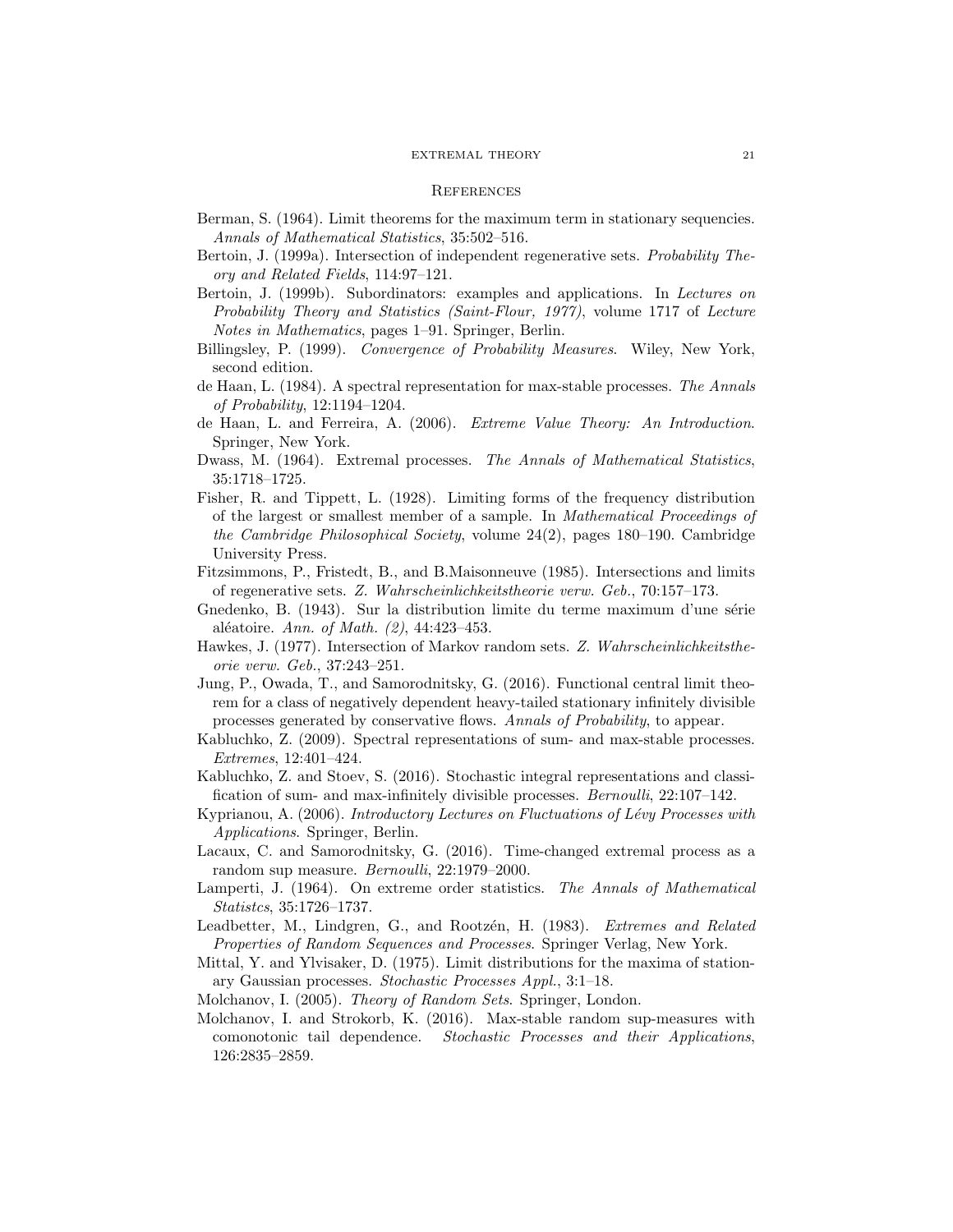## References

Berman, S. (1964). Limit theorems for the maximum term in stationary sequencies. *Annals of Mathematical Statistics*, 35:502–516.

Bertoin, J. (1999a). Intersection of independent regenerative sets. *Probability Theory and Related Fields*, 114:97–121.

Bertoin, J. (1999b). Subordinators: examples and applications. In *Lectures on Probability Theory and Statistics (Saint-Flour, 1977)*, volume 1717 of *Lecture Notes in Mathematics*, pages 1–91. Springer, Berlin.

Billingsley, P. (1999). *Convergence of Probability Measures*. Wiley, New York, second edition.

de Haan, L. (1984). A spectral representation for max-stable processes. *The Annals of Probability*, 12:1194–1204.

de Haan, L. and Ferreira, A. (2006). *Extreme Value Theory: An Introduction*. Springer, New York.

Dwass, M. (1964). Extremal processes. *The Annals of Mathematical Statistics*, 35:1718–1725.

Fisher, R. and Tippett, L. (1928). Limiting forms of the frequency distribution of the largest or smallest member of a sample. In *Mathematical Proceedings of the Cambridge Philosophical Society*, volume 24(2), pages 180–190. Cambridge University Press.

Fitzsimmons, P., Fristedt, B., and B.Maisonneuve (1985). Intersections and limits of regenerative sets. *Z. Wahrscheinlichkeitstheorie verw. Geb.*, 70:157–173.

Gnedenko, B. (1943). Sur la distribution limite du terme maximum d'une série aléatoire. *Ann. of Math. (2)*, 44:423–453.

Hawkes, J. (1977). Intersection of Markov random sets. *Z. Wahrscheinlichkeitstheorie verw. Geb.*, 37:243–251.

Jung, P., Owada, T., and Samorodnitsky, G. (2016). Functional central limit theorem for a class of negatively dependent heavy-tailed stationary infinitely divisible processes generated by conservative flows. *Annals of Probability*, to appear.

Kabluchko, Z. (2009). Spectral representations of sum- and max-stable processes. *Extremes*, 12:401–424.

Kabluchko, Z. and Stoev, S. (2016). Stochastic integral representations and classification of sum- and max-infinitely divisible processes. *Bernoulli*, 22:107–142.

Kyprianou, A. (2006). *Introductory Lectures on Fluctuations of Lévy Processes with Applications*. Springer, Berlin.

Lacaux, C. and Samorodnitsky, G. (2016). Time-changed extremal process as a random sup measure. *Bernoulli*, 22:1979–2000.

Lamperti, J. (1964). On extreme order statistics. *The Annals of Mathematical Statistcs*, 35:1726–1737.

Leadbetter, M., Lindgren, G., and Rootzén, H. (1983). *Extremes and Related Properties of Random Sequences and Processes*. Springer Verlag, New York.

Mittal, Y. and Ylvisaker, D. (1975). Limit distributions for the maxima of stationary Gaussian processes. *Stochastic Processes Appl.*, 3:1–18.

Molchanov, I. (2005). *Theory of Random Sets*. Springer, London.

Molchanov, I. and Strokorb, K. (2016). Max-stable random sup-measures with comonotonic tail dependence. *Stochastic Processes and their Applications*, 126:2835–2859.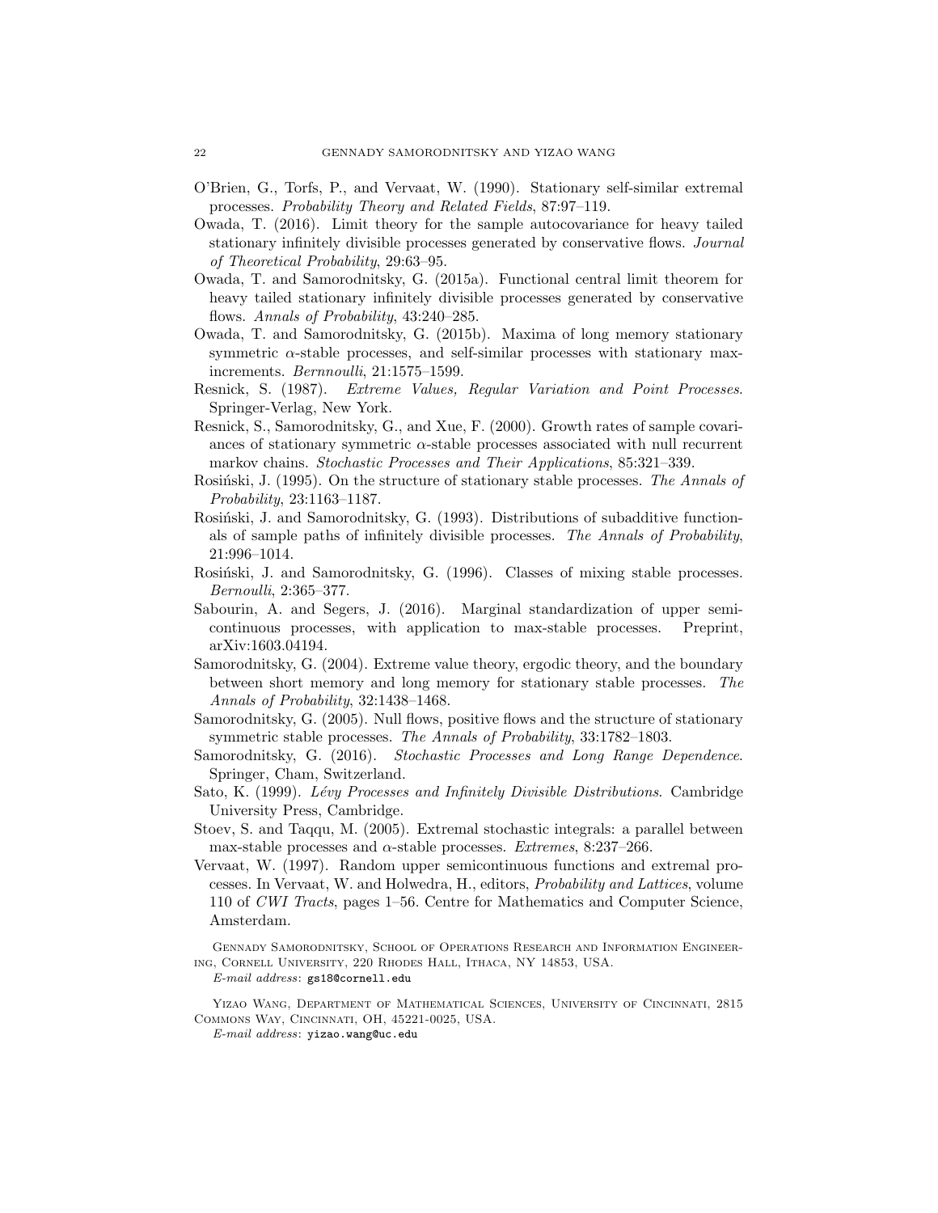O'Brien, G., Torfs, P., and Vervaat, W. (1990). Stationary self-similar extremal processes. *Probability Theory and Related Fields*, 87:97–119.

Owada, T. (2016). Limit theory for the sample autocovariance for heavy tailed stationary infinitely divisible processes generated by conservative flows. *Journal of Theoretical Probability*, 29:63–95.

Owada, T. and Samorodnitsky, G. (2015a). Functional central limit theorem for heavy tailed stationary infinitely divisible processes generated by conservative flows. *Annals of Probability*, 43:240–285.

Owada, T. and Samorodnitsky, G. (2015b). Maxima of long memory stationary symmetric $\alpha$-stable processes, and self-similar processes with stationary max-increments. *Bernnoulli*, 21:1575–1599.

Resnick, S. (1987). *Extreme Values, Regular Variation and Point Processes*. Springer-Verlag, New York.

Resnick, S., Samorodnitsky, G., and Xue, F. (2000). Growth rates of sample covariances of stationary symmetric $\alpha$-stable processes associated with null recurrent markov chains. *Stochastic Processes and Their Applications*, 85:321–339.

Rosiński, J. (1995). On the structure of stationary stable processes. *The Annals of Probability*, 23:1163–1187.

Rosiński, J. and Samorodnitsky, G. (1993). Distributions of subadditive functionals of sample paths of infinitely divisible processes. *The Annals of Probability*, 21:996–1014.

Rosiński, J. and Samorodnitsky, G. (1996). Classes of mixing stable processes. *Bernoulli*, 2:365–377.

Sabourin, A. and Segers, J. (2016). Marginal standardization of upper semi-continuous processes, with application to max-stable processes. Preprint, arXiv:1603.04194.

Samorodnitsky, G. (2004). Extreme value theory, ergodic theory, and the boundary between short memory and long memory for stationary stable processes. *The Annals of Probability*, 32:1438–1468.

Samorodnitsky, G. (2005). Null flows, positive flows and the structure of stationary symmetric stable processes. *The Annals of Probability*, 33:1782–1803.

Samorodnitsky, G. (2016). *Stochastic Processes and Long Range Dependence*. Springer, Cham, Switzerland.

Sato, K. (1999). *Lévy Processes and Infinitely Divisible Distributions*. Cambridge University Press, Cambridge.

Stoev, S. and Taqqu, M. (2005). Extremal stochastic integrals: a parallel between max-stable processes and $\alpha$-stable processes. *Extremes*, 8:237–266.

Vervaat, W. (1997). Random upper semicontinuous functions and extremal processes. In Vervaat, W. and Holwedra, H., editors, *Probability and Lattices*, volume 110 of *CWI Tracts*, pages 1–56. Centre for Mathematics and Computer Science, Amsterdam.

Gennady Samorodnitsky, School of Operations Research and Information Engineering, Cornell University, 220 Rhodes Hall, Ithaca, NY 14853, USA.
*E-mail address*: gs18@cornell.edu

Yizao Wang, Department of Mathematical Sciences, University of Cincinnati, 2815 Commons Way, Cincinnati, OH, 45221-0025, USA.
*E-mail address*: yizao.wang@uc.edu